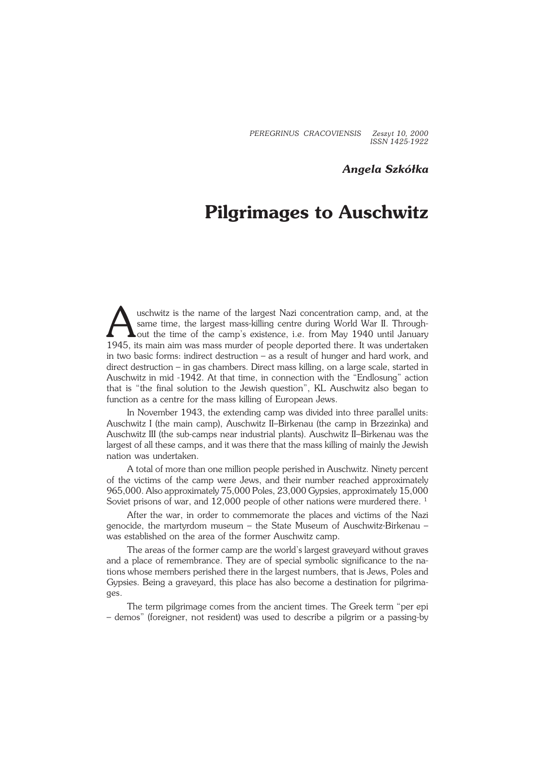*Angela Szkółka*

# Pilgrimages to Auschwitz

Auschwitz is the name of the largest Nazi concentration camp, and, at the same time, the largest mass-killing centre during World War II. Throughout the time of the camp's existence, i.e. from May 1940 until January 1945, its main aim was mass murder of people deported there. It was undertaken in two basic forms: indirect destruction – as a result of hunger and hard work, and direct destruction – in gas chambers. Direct mass killing, on a large scale, started in Auschwitz in mid -1942. At that time, in connection with the "Endlosung" action that is "the final solution to the Jewish question", KL Auschwitz also began to function as a centre for the mass killing of European Jews.

In November 1943, the extending camp was divided into three parallel units: Auschwitz I (the main camp), Auschwitz II–Birkenau (the camp in Brzezinka) and Auschwitz III (the sub-camps near industrial plants). Auschwitz II–Birkenau was the largest of all these camps, and it was there that the mass killing of mainly the Jewish nation was undertaken.

A total of more than one million people perished in Auschwitz. Ninety percent of the victims of the camp were Jews, and their number reached approximately 965,000. Also approximately 75,000 Poles, 23,000 Gypsies, approximately 15,000 Soviet prisons of war, and 12,000 people of other nations were murdered there. [1]

After the war, in order to commemorate the places and victims of the Nazi genocide, the martyrdom museum – the State Museum of Auschwitz-Birkenau – was established on the area of the former Auschwitz camp.

The areas of the former camp are the world's largest graveyard without graves and a place of remembrance. They are of special symbolic significance to the nations whose members perished there in the largest numbers, that is Jews, Poles and Gypsies. Being a graveyard, this place has also become a destination for pilgrimages.

The term pilgrimage comes from the ancient times. The Greek term "per epi – demos" (foreigner, not resident) was used to describe a pilgrim or a passing-by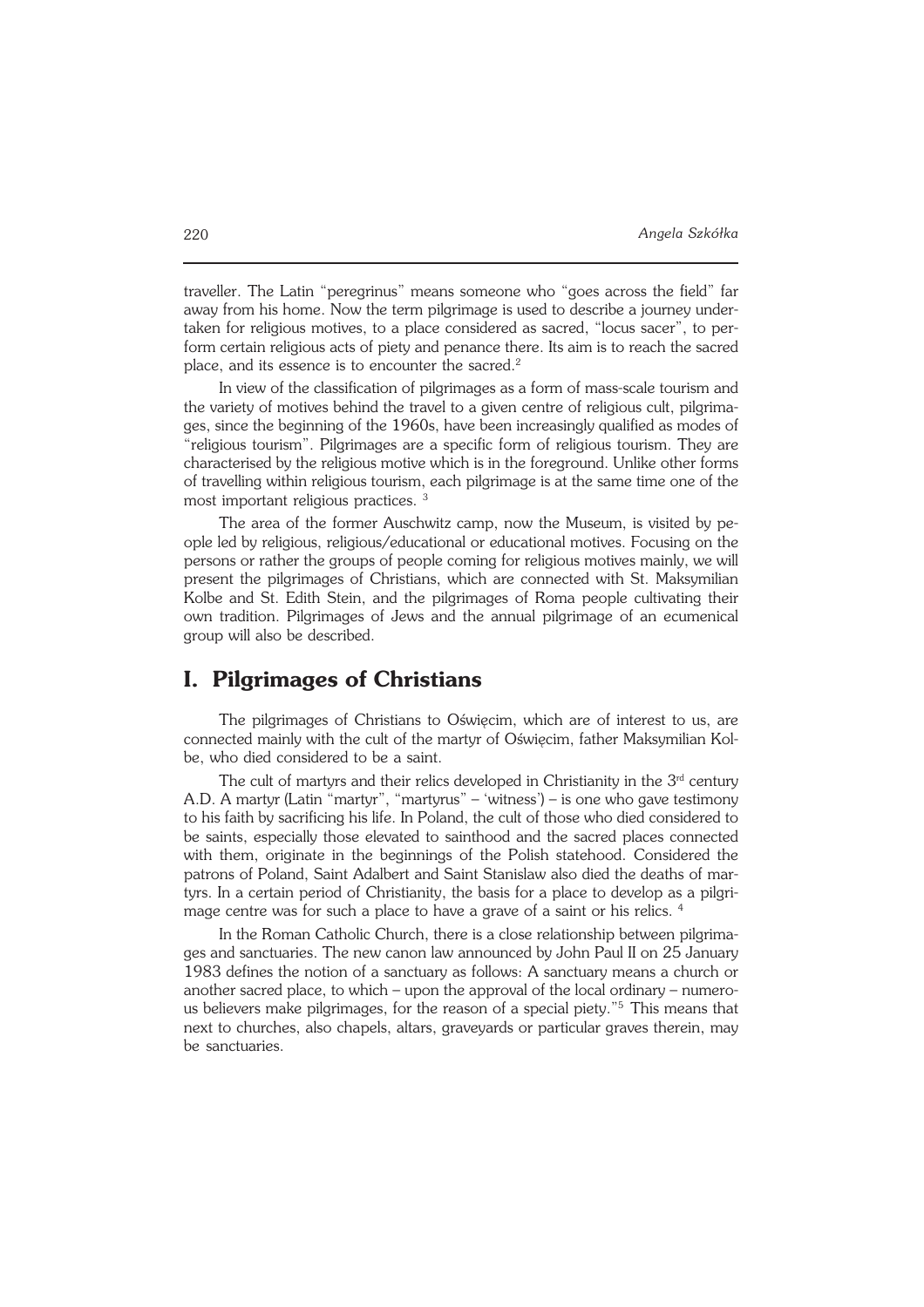traveller. The Latin "peregrinus" means someone who "goes across the field" far away from his home. Now the term pilgrimage is used to describe a journey undertaken for religious motives, to a place considered as sacred, "locus sacer", to perform certain religious acts of piety and penance there. Its aim is to reach the sacred place, and its essence is to encounter the sacred.[2]

In view of the classification of pilgrimages as a form of mass-scale tourism and the variety of motives behind the travel to a given centre of religious cult, pilgrimages, since the beginning of the 1960s, have been increasingly qualified as modes of "religious tourism". Pilgrimages are a specific form of religious tourism. They are characterised by the religious motive which is in the foreground. Unlike other forms of travelling within religious tourism, each pilgrimage is at the same time one of the most important religious practices. [3]

The area of the former Auschwitz camp, now the Museum, is visited by people led by religious, religious/educational or educational motives. Focusing on the persons or rather the groups of people coming for religious motives mainly, we will present the pilgrimages of Christians, which are connected with St. Maksymilian Kolbe and St. Edith Stein, and the pilgrimages of Roma people cultivating their own tradition. Pilgrimages of Jews and the annual pilgrimage of an ecumenical group will also be described.

## I. Pilgrimages of Christians

The pilgrimages of Christians to Oświęcim, which are of interest to us, are connected mainly with the cult of the martyr of Oświęcim, father Maksymilian Kolbe, who died considered to be a saint.

The cult of martyrs and their relics developed in Christianity in the 3rd century A.D. A martyr (Latin "martyr", "martyrus" – 'witness') – is one who gave testimony to his faith by sacrificing his life. In Poland, the cult of those who died considered to be saints, especially those elevated to sainthood and the sacred places connected with them, originate in the beginnings of the Polish statehood. Considered the patrons of Poland, Saint Adalbert and Saint Stanislaw also died the deaths of martyrs. In a certain period of Christianity, the basis for a place to develop as a pilgrimage centre was for such a place to have a grave of a saint or his relics. [4]

In the Roman Catholic Church, there is a close relationship between pilgrimages and sanctuaries. The new canon law announced by John Paul II on 25 January 1983 defines the notion of a sanctuary as follows: A sanctuary means a church or another sacred place, to which – upon the approval of the local ordinary – numerous believers make pilgrimages, for the reason of a special piety."[5] This means that next to churches, also chapels, altars, graveyards or particular graves therein, may be sanctuaries.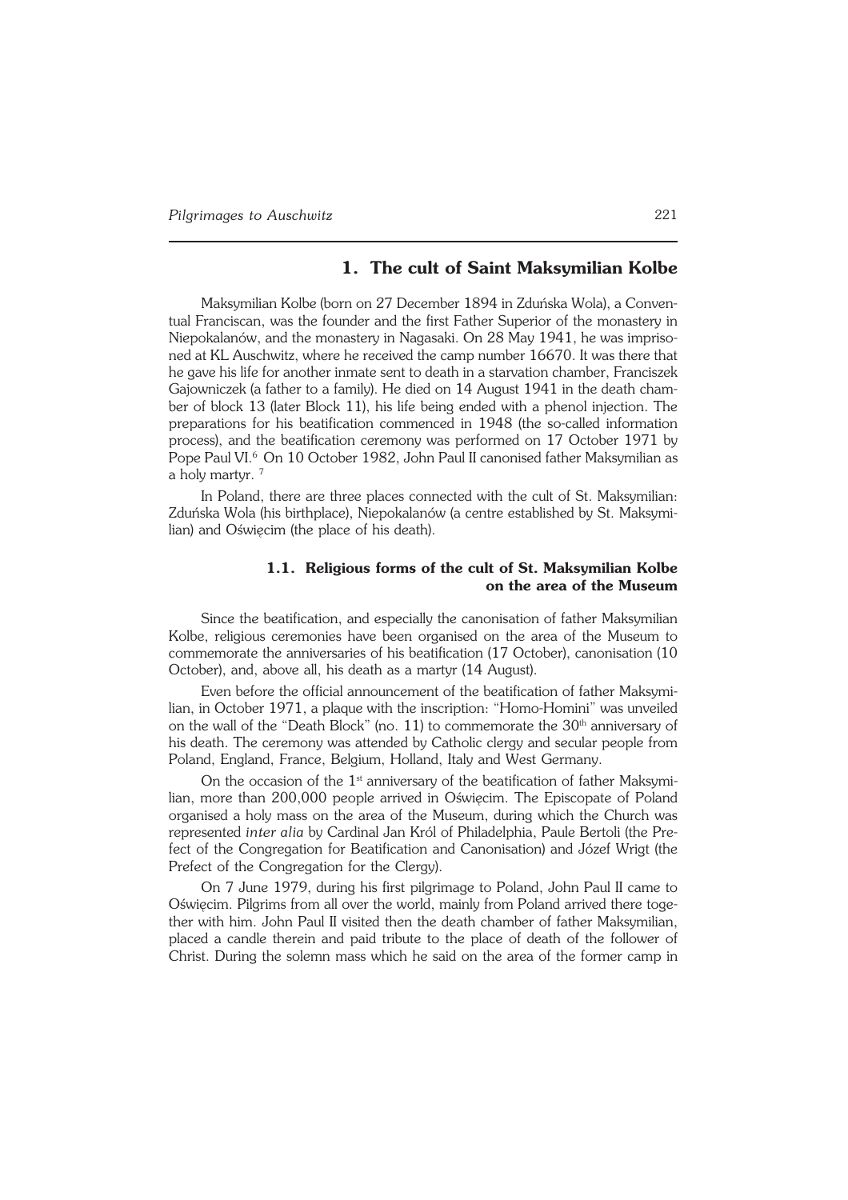## 1. The cult of Saint Maksymilian Kolbe

Maksymilian Kolbe (born on 27 December 1894 in Zduńska Wola), a Conventual Franciscan, was the founder and the first Father Superior of the monastery in Niepokalanów, and the monastery in Nagasaki. On 28 May 1941, he was imprisoned at KL Auschwitz, where he received the camp number 16670. It was there that he gave his life for another inmate sent to death in a starvation chamber, Franciszek Gajowniczek (a father to a family). He died on 14 August 1941 in the death chamber of block 13 (later Block 11), his life being ended with a phenol injection. The preparations for his beatification commenced in 1948 (the so-called information process), and the beatification ceremony was performed on 17 October 1971 by Pope Paul VI.[6] On 10 October 1982, John Paul II canonised father Maksymilian as a holy martyr. [7]

In Poland, there are three places connected with the cult of St. Maksymilian: Zduńska Wola (his birthplace), Niepokalanów (a centre established by St. Maksymilian) and Oświęcim (the place of his death).

### 1.1. Religious forms of the cult of St. Maksymilian Kolbe on the area of the Museum

Since the beatification, and especially the canonisation of father Maksymilian Kolbe, religious ceremonies have been organised on the area of the Museum to commemorate the anniversaries of his beatification (17 October), canonisation (10 October), and, above all, his death as a martyr (14 August).

Even before the official announcement of the beatification of father Maksymilian, in October 1971, a plaque with the inscription: "Homo-Homini" was unveiled on the wall of the "Death Block" (no. 11) to commemorate the 30[th] anniversary of his death. The ceremony was attended by Catholic clergy and secular people from Poland, England, France, Belgium, Holland, Italy and West Germany.

On the occasion of the 1[st] anniversary of the beatification of father Maksymilian, more than 200,000 people arrived in Oświęcim. The Episcopate of Poland organised a holy mass on the area of the Museum, during which the Church was represented *inter alia* by Cardinal Jan Król of Philadelphia, Paule Bertoli (the Prefect of the Congregation for Beatification and Canonisation) and Józef Wrigt (the Prefect of the Congregation for the Clergy).

On 7 June 1979, during his first pilgrimage to Poland, John Paul II came to Oświęcim. Pilgrims from all over the world, mainly from Poland arrived there together with him. John Paul II visited then the death chamber of father Maksymilian, placed a candle therein and paid tribute to the place of death of the follower of Christ. During the solemn mass which he said on the area of the former camp in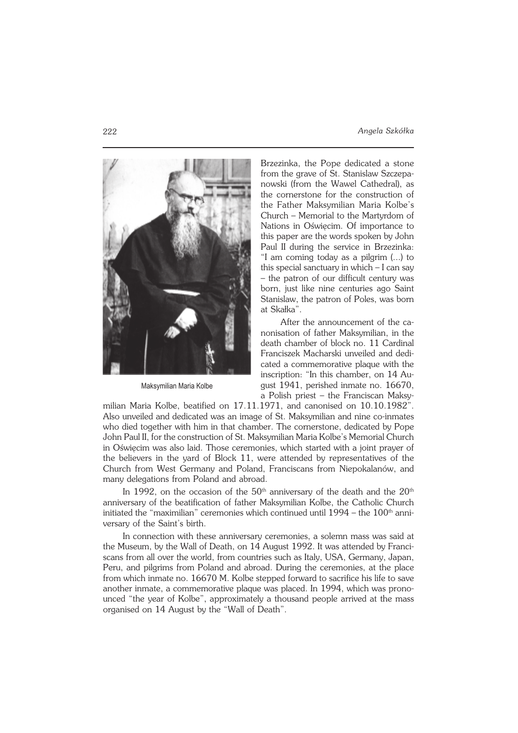Brzezinka, the Pope dedicated a stone from the grave of St. Stanislaw Szczepanowski (from the Wawel Cathedral), as the cornerstone for the construction of the Father Maksymilian Maria Kolbe's Church – Memorial to the Martyrdom of Nations in Oświęcim. Of importance to this paper are the words spoken by John Paul II during the service in Brzezinka: "I am coming today as a pilgrim (...) to this special sanctuary in which – I can say – the patron of our difficult century was born, just like nine centuries ago Saint Stanislaw, the patron of Poles, was born at Skałka".

Maksymilian Maria Kolbe

After the announcement of the canonisation of father Maksymilian, in the death chamber of block no. 11 Cardinal Franciszek Macharski unveiled and dedicated a commemorative plaque with the inscription: "In this chamber, on 14 August 1941, perished inmate no. 16670, a Polish priest – the Franciscan Maksymilian Maria Kolbe, beatified on 17.11.1971, and canonised on 10.10.1982". Also unveiled and dedicated was an image of St. Maksymilian and nine co-inmates who died together with him in that chamber. The cornerstone, dedicated by Pope John Paul II, for the construction of St. Maksymilian Maria Kolbe's Memorial Church in Oświęcim was also laid. Those ceremonies, which started with a joint prayer of the believers in the yard of Block 11, were attended by representatives of the Church from West Germany and Poland, Franciscans from Niepokalanów, and many delegations from Poland and abroad.

In 1992, on the occasion of the 50th anniversary of the death and the 20th anniversary of the beatification of father Maksymilian Kolbe, the Catholic Church initiated the "maximilian" ceremonies which continued until 1994 – the 100th anniversary of the Saint's birth.

In connection with these anniversary ceremonies, a solemn mass was said at the Museum, by the Wall of Death, on 14 August 1992. It was attended by Franciscans from all over the world, from countries such as Italy, USA, Germany, Japan, Peru, and pilgrims from Poland and abroad. During the ceremonies, at the place from which inmate no. 16670 M. Kolbe stepped forward to sacrifice his life to save another inmate, a commemorative plaque was placed. In 1994, which was pronounced "the year of Kolbe", approximately a thousand people arrived at the mass organised on 14 August by the "Wall of Death".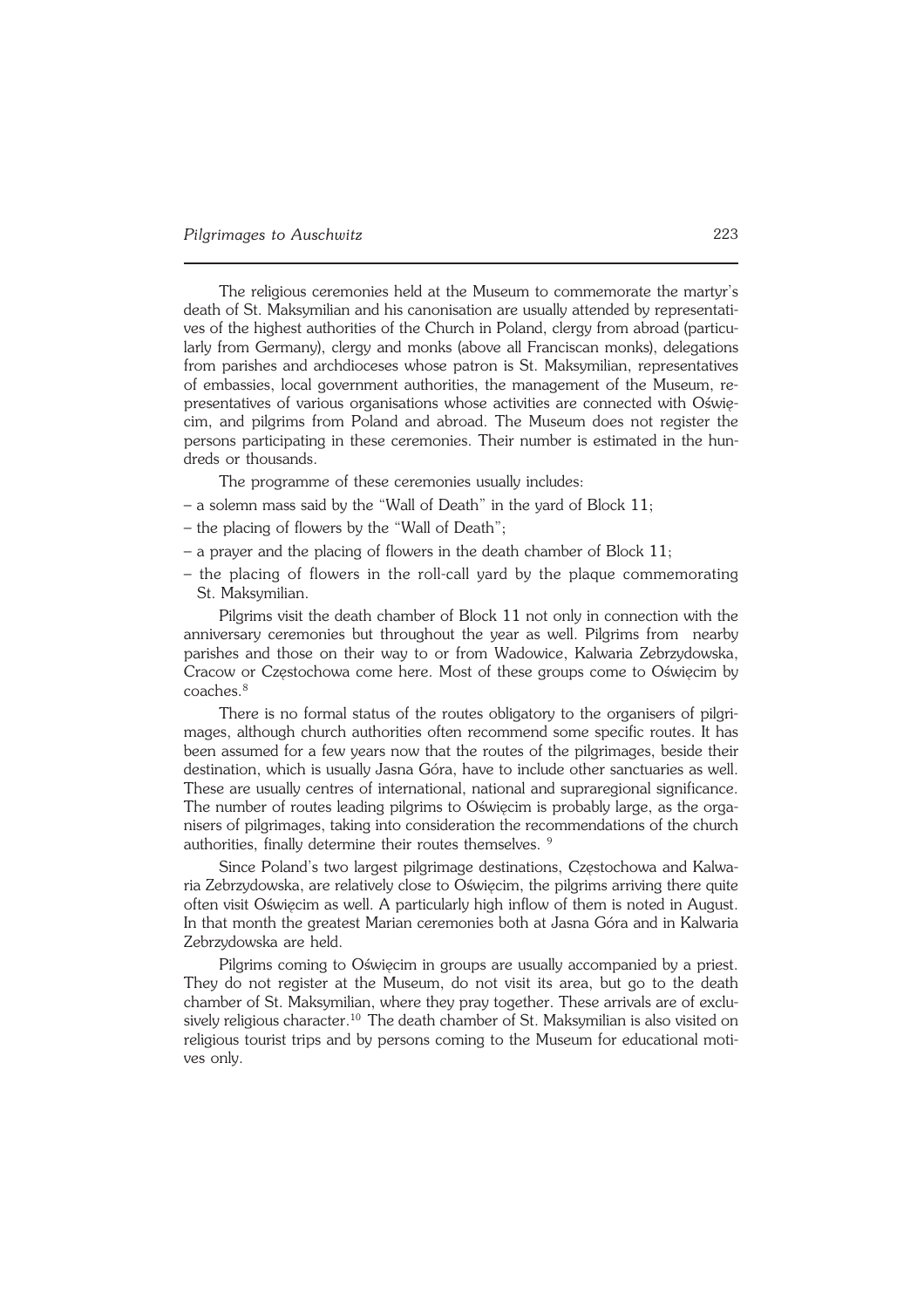The religious ceremonies held at the Museum to commemorate the martyr's death of St. Maksymilian and his canonisation are usually attended by representatives of the highest authorities of the Church in Poland, clergy from abroad (particularly from Germany), clergy and monks (above all Franciscan monks), delegations from parishes and archdioceses whose patron is St. Maksymilian, representatives of embassies, local government authorities, the management of the Museum, representatives of various organisations whose activities are connected with Oświęcim, and pilgrims from Poland and abroad. The Museum does not register the persons participating in these ceremonies. Their number is estimated in the hundreds or thousands.

The programme of these ceremonies usually includes:

- a solemn mass said by the "Wall of Death" in the yard of Block 11;
- the placing of flowers by the "Wall of Death";
- a prayer and the placing of flowers in the death chamber of Block 11;
- the placing of flowers in the roll-call yard by the plaque commemorating St. Maksymilian.

Pilgrims visit the death chamber of Block 11 not only in connection with the anniversary ceremonies but throughout the year as well. Pilgrims from nearby parishes and those on their way to or from Wadowice, Kalwaria Zebrzydowska, Cracow or Częstochowa come here. Most of these groups come to Oświęcim by coaches.[8]

There is no formal status of the routes obligatory to the organisers of pilgrimages, although church authorities often recommend some specific routes. It has been assumed for a few years now that the routes of the pilgrimages, beside their destination, which is usually Jasna Góra, have to include other sanctuaries as well. These are usually centres of international, national and supraregional significance. The number of routes leading pilgrims to Oświęcim is probably large, as the organisers of pilgrimages, taking into consideration the recommendations of the church authorities, finally determine their routes themselves. [9]

Since Poland's two largest pilgrimage destinations, Częstochowa and Kalwaria Zebrzydowska, are relatively close to Oświęcim, the pilgrims arriving there quite often visit Oświęcim as well. A particularly high inflow of them is noted in August. In that month the greatest Marian ceremonies both at Jasna Góra and in Kalwaria Zebrzydowska are held.

Pilgrims coming to Oświęcim in groups are usually accompanied by a priest. They do not register at the Museum, do not visit its area, but go to the death chamber of St. Maksymilian, where they pray together. These arrivals are of exclusively religious character.[10] The death chamber of St. Maksymilian is also visited on religious tourist trips and by persons coming to the Museum for educational motives only.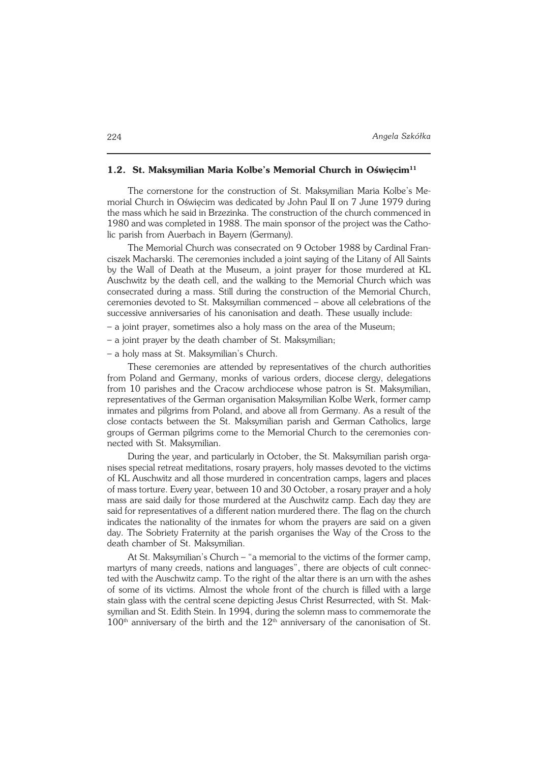### 1.2. St. Maksymilian Maria Kolbe's Memorial Church in Oświęcim[11]

The cornerstone for the construction of St. Maksymilian Maria Kolbe's Memorial Church in Oświęcim was dedicated by John Paul II on 7 June 1979 during the mass which he said in Brzezinka. The construction of the church commenced in 1980 and was completed in 1988. The main sponsor of the project was the Catholic parish from Auerbach in Bayern (Germany).

The Memorial Church was consecrated on 9 October 1988 by Cardinal Franciszek Macharski. The ceremonies included a joint saying of the Litany of All Saints by the Wall of Death at the Museum, a joint prayer for those murdered at KL Auschwitz by the death cell, and the walking to the Memorial Church which was consecrated during a mass. Still during the construction of the Memorial Church, ceremonies devoted to St. Maksymilian commenced – above all celebrations of the successive anniversaries of his canonisation and death. These usually include:

– a joint prayer, sometimes also a holy mass on the area of the Museum;

– a joint prayer by the death chamber of St. Maksymilian;

– a holy mass at St. Maksymilian's Church.

These ceremonies are attended by representatives of the church authorities from Poland and Germany, monks of various orders, diocese clergy, delegations from 10 parishes and the Cracow archdiocese whose patron is St. Maksymilian, representatives of the German organisation Maksymilian Kolbe Werk, former camp inmates and pilgrims from Poland, and above all from Germany. As a result of the close contacts between the St. Maksymilian parish and German Catholics, large groups of German pilgrims come to the Memorial Church to the ceremonies connected with St. Maksymilian.

During the year, and particularly in October, the St. Maksymilian parish organises special retreat meditations, rosary prayers, holy masses devoted to the victims of KL Auschwitz and all those murdered in concentration camps, lagers and places of mass torture. Every year, between 10 and 30 October, a rosary prayer and a holy mass are said daily for those murdered at the Auschwitz camp. Each day they are said for representatives of a different nation murdered there. The flag on the church indicates the nationality of the inmates for whom the prayers are said on a given day. The Sobriety Fraternity at the parish organises the Way of the Cross to the death chamber of St. Maksymilian.

At St. Maksymilian's Church – "a memorial to the victims of the former camp, martyrs of many creeds, nations and languages", there are objects of cult connected with the Auschwitz camp. To the right of the altar there is an urn with the ashes of some of its victims. Almost the whole front of the church is filled with a large stain glass with the central scene depicting Jesus Christ Resurrected, with St. Maksymilian and St. Edith Stein. In 1994, during the solemn mass to commemorate the 100th anniversary of the birth and the 12th anniversary of the canonisation of St.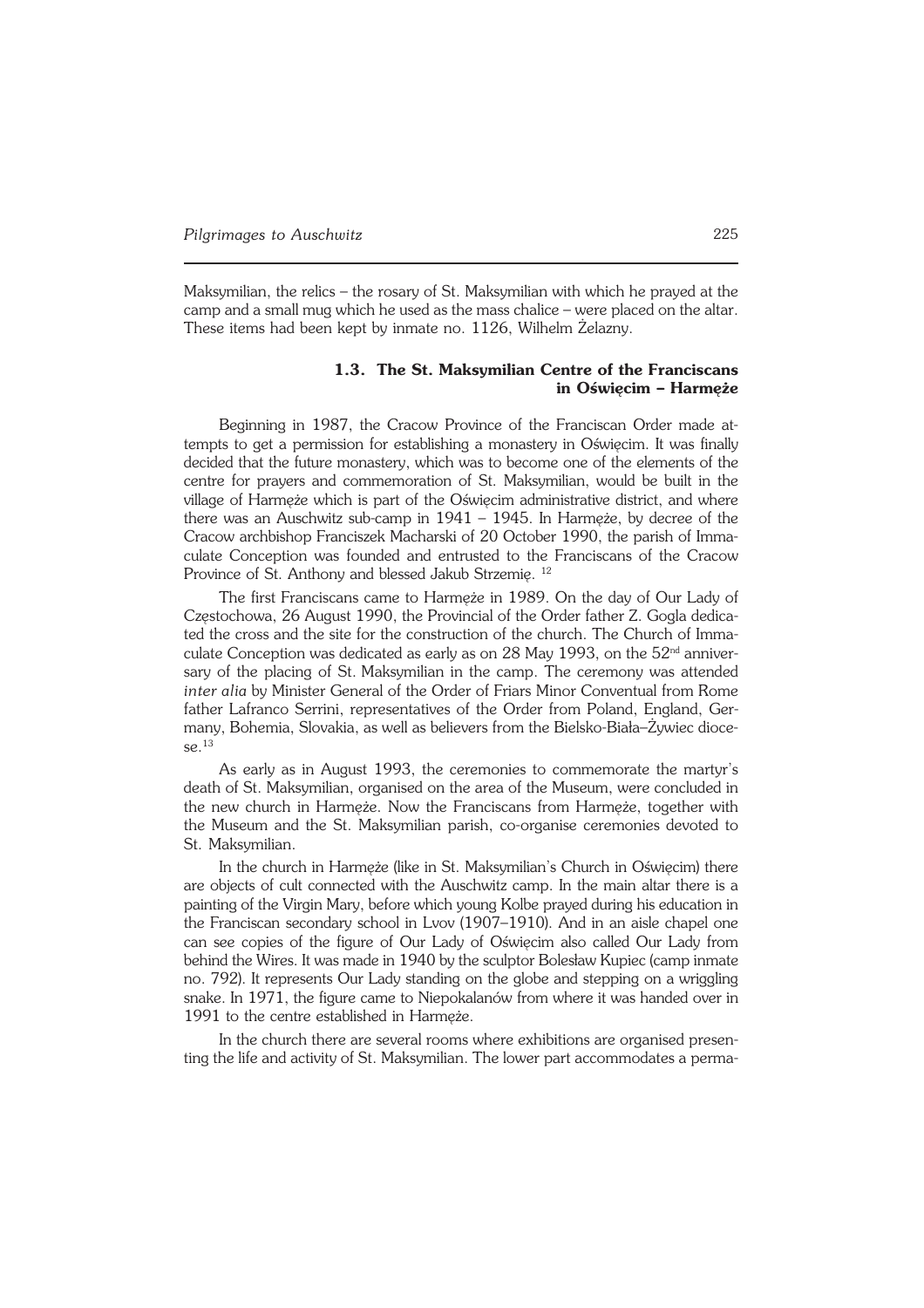Maksymilian, the relics – the rosary of St. Maksymilian with which he prayed at the camp and a small mug which he used as the mass chalice – were placed on the altar. These items had been kept by inmate no. 1126, Wilhelm Żelazny.

### 1.3. The St. Maksymilian Centre of the Franciscans in Oświęcim – Harmęże

Beginning in 1987, the Cracow Province of the Franciscan Order made attempts to get a permission for establishing a monastery in Oświęcim. It was finally decided that the future monastery, which was to become one of the elements of the centre for prayers and commemoration of St. Maksymilian, would be built in the village of Harmęże which is part of the Oświęcim administrative district, and where there was an Auschwitz sub-camp in 1941 – 1945. In Harmęże, by decree of the Cracow archbishop Franciszek Macharski of 20 October 1990, the parish of Immaculate Conception was founded and entrusted to the Franciscans of the Cracow Province of St. Anthony and blessed Jakub Strzemię. [12]

The first Franciscans came to Harmęże in 1989. On the day of Our Lady of Częstochowa, 26 August 1990, the Provincial of the Order father Z. Gogla dedicated the cross and the site for the construction of the church. The Church of Immaculate Conception was dedicated as early as on 28 May 1993, on the 52[nd] anniversary of the placing of St. Maksymilian in the camp. The ceremony was attended *inter alia* by Minister General of the Order of Friars Minor Conventual from Rome father Lafranco Serrini, representatives of the Order from Poland, England, Germany, Bohemia, Slovakia, as well as believers from the Bielsko-Biała–Żywiec diocese.[13]

As early as in August 1993, the ceremonies to commemorate the martyr's death of St. Maksymilian, organised on the area of the Museum, were concluded in the new church in Harmęże. Now the Franciscans from Harmęże, together with the Museum and the St. Maksymilian parish, co-organise ceremonies devoted to St. Maksymilian.

In the church in Harmęże (like in St. Maksymilian's Church in Oświęcim) there are objects of cult connected with the Auschwitz camp. In the main altar there is a painting of the Virgin Mary, before which young Kolbe prayed during his education in the Franciscan secondary school in Lvov (1907–1910). And in an aisle chapel one can see copies of the figure of Our Lady of Oświęcim also called Our Lady from behind the Wires. It was made in 1940 by the sculptor Bolesław Kupiec (camp inmate no. 792). It represents Our Lady standing on the globe and stepping on a wriggling snake. In 1971, the figure came to Niepokalanów from where it was handed over in 1991 to the centre established in Harmęże.

In the church there are several rooms where exhibitions are organised presenting the life and activity of St. Maksymilian. The lower part accommodates a perma-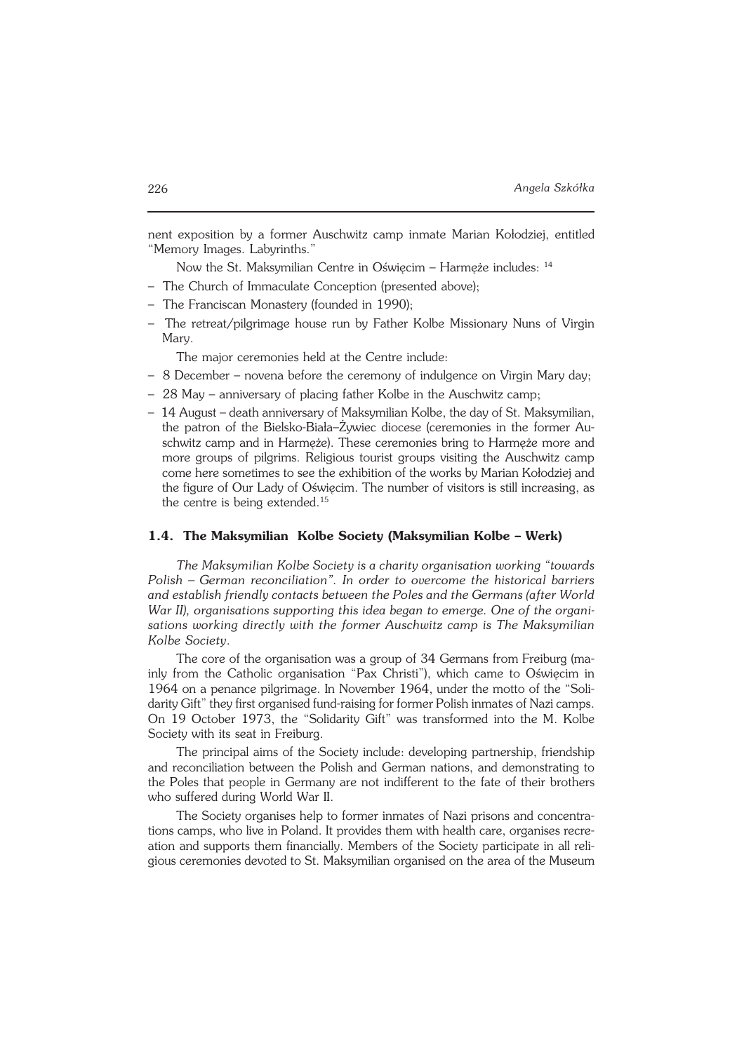nent exposition by a former Auschwitz camp inmate Marian Kołodziej, entitled "Memory Images. Labyrinths."

Now the St. Maksymilian Centre in Oświęcim – Harmęże includes: [14]

- The Church of Immaculate Conception (presented above);
- The Franciscan Monastery (founded in 1990);
- The retreat/pilgrimage house run by Father Kolbe Missionary Nuns of Virgin Mary.

The major ceremonies held at the Centre include:

- 8 December – novena before the ceremony of indulgence on Virgin Mary day;
- 28 May – anniversary of placing father Kolbe in the Auschwitz camp;
- 14 August – death anniversary of Maksymilian Kolbe, the day of St. Maksymilian, the patron of the Bielsko-Biała–Żywiec diocese (ceremonies in the former Auschwitz camp and in Harmęże). These ceremonies bring to Harmęże more and more groups of pilgrims. Religious tourist groups visiting the Auschwitz camp come here sometimes to see the exhibition of the works by Marian Kołodziej and the figure of Our Lady of Oświęcim. The number of visitors is still increasing, as the centre is being extended.[15]

### 1.4. The Maksymilian Kolbe Society (Maksymilian Kolbe – Werk)

*The Maksymilian Kolbe Society is a charity organisation working "towards Polish – German reconciliation". In order to overcome the historical barriers and establish friendly contacts between the Poles and the Germans (after World War II), organisations supporting this idea began to emerge. One of the organisations working directly with the former Auschwitz camp is The Maksymilian Kolbe Society.*

The core of the organisation was a group of 34 Germans from Freiburg (mainly from the Catholic organisation "Pax Christi"), which came to Oświęcim in 1964 on a penance pilgrimage. In November 1964, under the motto of the "Solidarity Gift" they first organised fund-raising for former Polish inmates of Nazi camps. On 19 October 1973, the "Solidarity Gift" was transformed into the M. Kolbe Society with its seat in Freiburg.

The principal aims of the Society include: developing partnership, friendship and reconciliation between the Polish and German nations, and demonstrating to the Poles that people in Germany are not indifferent to the fate of their brothers who suffered during World War II.

The Society organises help to former inmates of Nazi prisons and concentrations camps, who live in Poland. It provides them with health care, organises recreation and supports them financially. Members of the Society participate in all religious ceremonies devoted to St. Maksymilian organised on the area of the Museum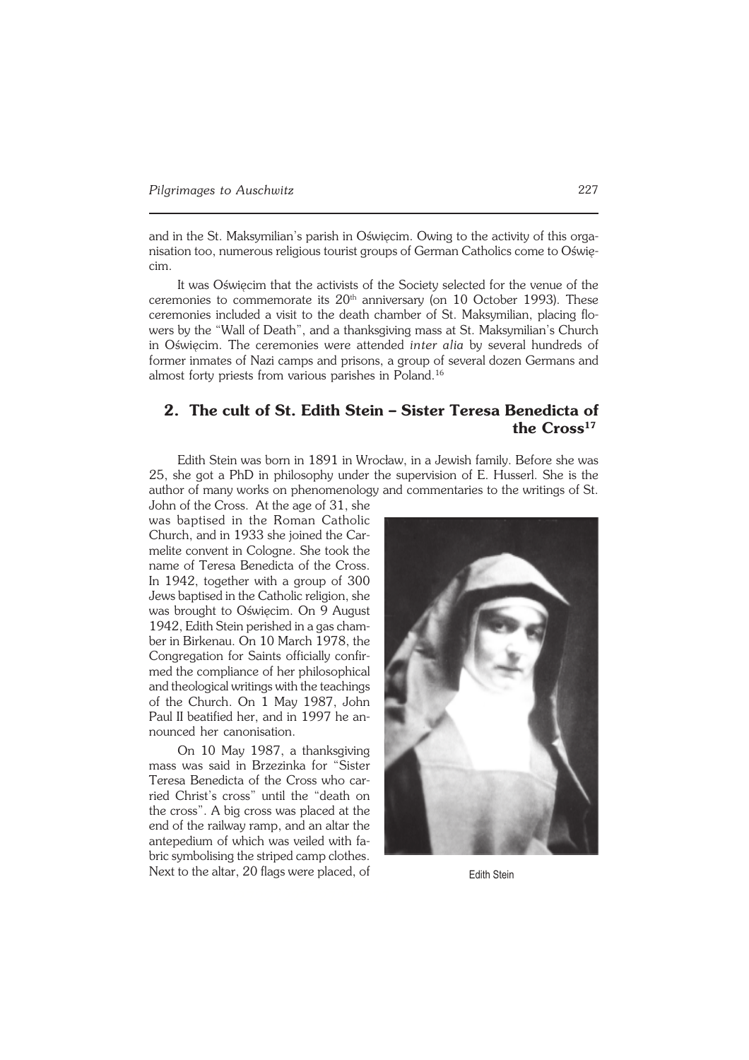and in the St. Maksymilian's parish in Oświęcim. Owing to the activity of this organisation too, numerous religious tourist groups of German Catholics come to Oświęcim.

It was Oświęcim that the activists of the Society selected for the venue of the ceremonies to commemorate its $20^{th}$ anniversary (on 10 October 1993). These ceremonies included a visit to the death chamber of St. Maksymilian, placing flowers by the "Wall of Death", and a thanksgiving mass at St. Maksymilian's Church in Oświęcim. The ceremonies were attended *inter alia* by several hundreds of former inmates of Nazi camps and prisons, a group of several dozen Germans and almost forty priests from various parishes in Poland.[16]

## 2. The cult of St. Edith Stein – Sister Teresa Benedicta of the Cross[17]

Edith Stein was born in 1891 in Wrocław, in a Jewish family. Before she was 25, she got a PhD in philosophy under the supervision of E. Husserl. She is the author of many works on phenomenology and commentaries to the writings of St. John of the Cross. At the age of 31, she was baptised in the Roman Catholic Church, and in 1933 she joined the Carmelite convent in Cologne. She took the name of Teresa Benedicta of the Cross. In 1942, together with a group of 300 Jews baptised in the Catholic religion, she was brought to Oświęcim. On 9 August 1942, Edith Stein perished in a gas chamber in Birkenau. On 10 March 1978, the Congregation for Saints officially confirmed the compliance of her philosophical and theological writings with the teachings of the Church. On 1 May 1987, John Paul II beatified her, and in 1997 he announced her canonisation.

Edith Stein

On 10 May 1987, a thanksgiving mass was said in Brzezinka for "Sister Teresa Benedicta of the Cross who carried Christ's cross" until the "death on the cross". A big cross was placed at the end of the railway ramp, and an altar the antepedium of which was veiled with fabric symbolising the striped camp clothes. Next to the altar, 20 flags were placed, of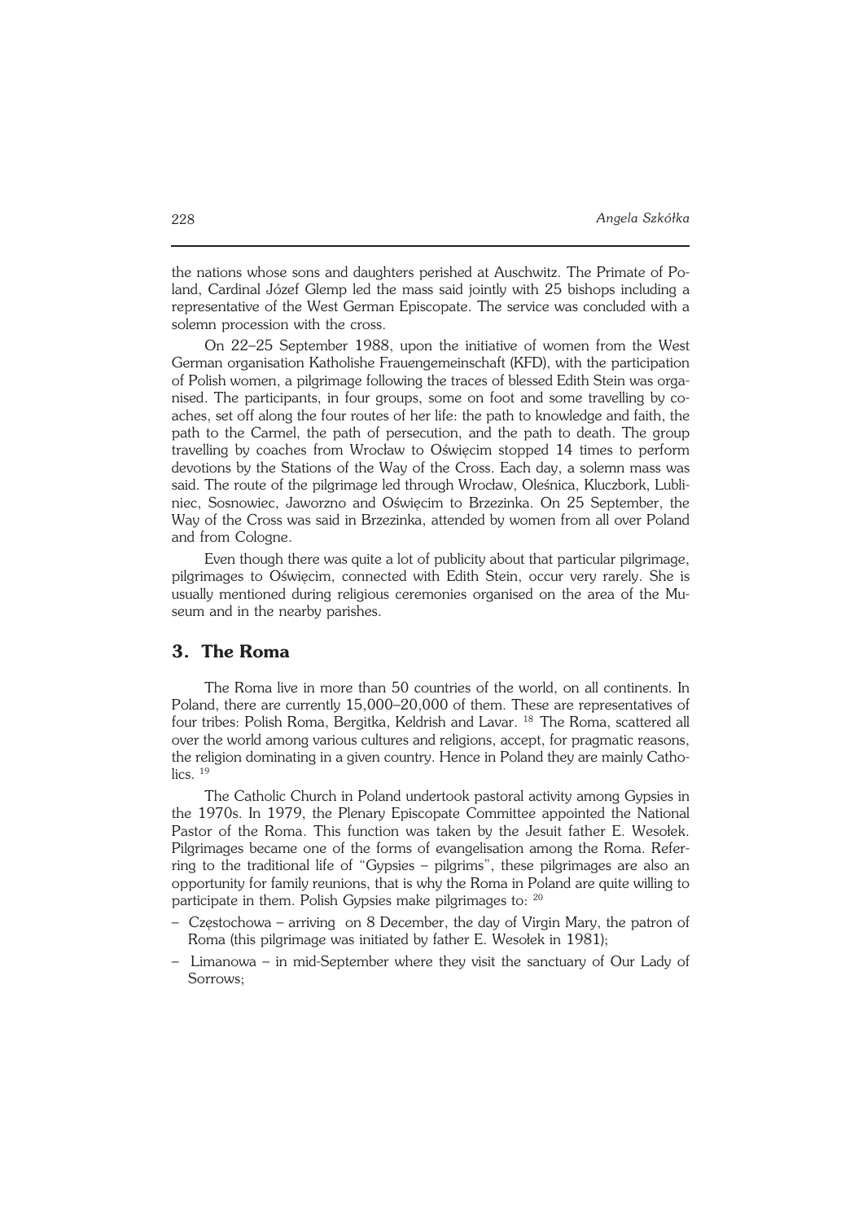the nations whose sons and daughters perished at Auschwitz. The Primate of Poland, Cardinal Józef Glemp led the mass said jointly with 25 bishops including a representative of the West German Episcopate. The service was concluded with a solemn procession with the cross.

On 22–25 September 1988, upon the initiative of women from the West German organisation Katholishe Frauengemeinschaft (KFD), with the participation of Polish women, a pilgrimage following the traces of blessed Edith Stein was organised. The participants, in four groups, some on foot and some travelling by coaches, set off along the four routes of her life: the path to knowledge and faith, the path to the Carmel, the path of persecution, and the path to death. The group travelling by coaches from Wrocław to Oświęcim stopped 14 times to perform devotions by the Stations of the Way of the Cross. Each day, a solemn mass was said. The route of the pilgrimage led through Wrocław, Oleśnica, Kluczbork, Lubliniec, Sosnowiec, Jaworzno and Oświęcim to Brzezinka. On 25 September, the Way of the Cross was said in Brzezinka, attended by women from all over Poland and from Cologne.

Even though there was quite a lot of publicity about that particular pilgrimage, pilgrimages to Oświęcim, connected with Edith Stein, occur very rarely. She is usually mentioned during religious ceremonies organised on the area of the Museum and in the nearby parishes.

## 3. The Roma

The Roma live in more than 50 countries of the world, on all continents. In Poland, there are currently 15,000–20,000 of them. These are representatives of four tribes: Polish Roma, Bergitka, Keldrish and Lavar. [18] The Roma, scattered all over the world among various cultures and religions, accept, for pragmatic reasons, the religion dominating in a given country. Hence in Poland they are mainly Catholics. [19]

The Catholic Church in Poland undertook pastoral activity among Gypsies in the 1970s. In 1979, the Plenary Episcopate Committee appointed the National Pastor of the Roma. This function was taken by the Jesuit father E. Wesołek. Pilgrimages became one of the forms of evangelisation among the Roma. Referring to the traditional life of "Gypsies – pilgrims", these pilgrimages are also an opportunity for family reunions, that is why the Roma in Poland are quite willing to participate in them. Polish Gypsies make pilgrimages to: [20]

- Częstochowa – arriving on 8 December, the day of Virgin Mary, the patron of Roma (this pilgrimage was initiated by father E. Wesołek in 1981);
- Limanowa – in mid-September where they visit the sanctuary of Our Lady of Sorrows;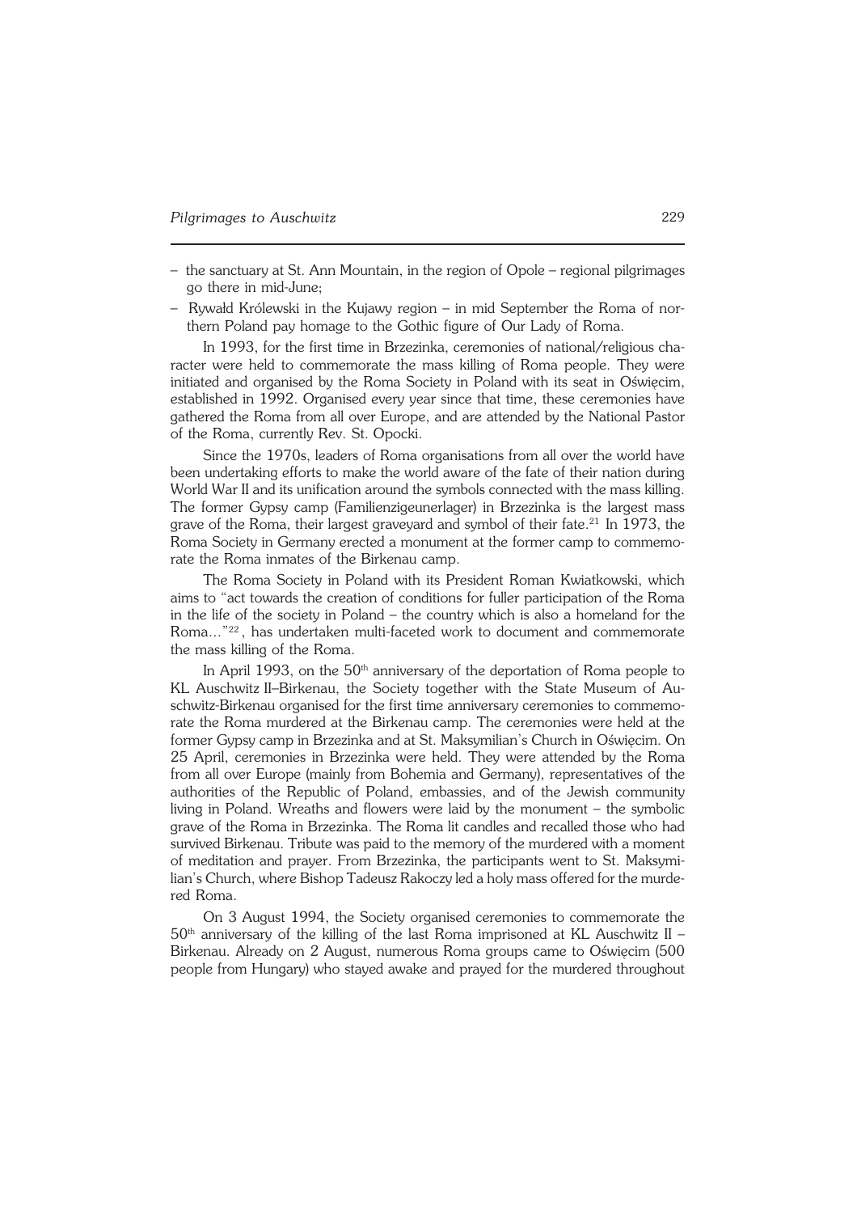- the sanctuary at St. Ann Mountain, in the region of Opole – regional pilgrimages go there in mid-June;
- Rywałd Królewski in the Kujawy region – in mid September the Roma of northern Poland pay homage to the Gothic figure of Our Lady of Roma.

In 1993, for the first time in Brzezinka, ceremonies of national/religious character were held to commemorate the mass killing of Roma people. They were initiated and organised by the Roma Society in Poland with its seat in Oświęcim, established in 1992. Organised every year since that time, these ceremonies have gathered the Roma from all over Europe, and are attended by the National Pastor of the Roma, currently Rev. St. Opocki.

Since the 1970s, leaders of Roma organisations from all over the world have been undertaking efforts to make the world aware of the fate of their nation during World War II and its unification around the symbols connected with the mass killing. The former Gypsy camp (Familienzigeunerlager) in Brzezinka is the largest mass grave of the Roma, their largest graveyard and symbol of their fate.[21] In 1973, the Roma Society in Germany erected a monument at the former camp to commemorate the Roma inmates of the Birkenau camp.

The Roma Society in Poland with its President Roman Kwiatkowski, which aims to "act towards the creation of conditions for fuller participation of the Roma in the life of the society in Poland – the country which is also a homeland for the Roma..."[22], has undertaken multi-faceted work to document and commemorate the mass killing of the Roma.

In April 1993, on the 50th anniversary of the deportation of Roma people to KL Auschwitz II–Birkenau, the Society together with the State Museum of Auschwitz-Birkenau organised for the first time anniversary ceremonies to commemorate the Roma murdered at the Birkenau camp. The ceremonies were held at the former Gypsy camp in Brzezinka and at St. Maksymilian's Church in Oświęcim. On 25 April, ceremonies in Brzezinka were held. They were attended by the Roma from all over Europe (mainly from Bohemia and Germany), representatives of the authorities of the Republic of Poland, embassies, and of the Jewish community living in Poland. Wreaths and flowers were laid by the monument – the symbolic grave of the Roma in Brzezinka. The Roma lit candles and recalled those who had survived Birkenau. Tribute was paid to the memory of the murdered with a moment of meditation and prayer. From Brzezinka, the participants went to St. Maksymilian's Church, where Bishop Tadeusz Rakoczy led a holy mass offered for the murdered Roma.

On 3 August 1994, the Society organised ceremonies to commemorate the 50th anniversary of the killing of the last Roma imprisoned at KL Auschwitz II – Birkenau. Already on 2 August, numerous Roma groups came to Oświęcim (500 people from Hungary) who stayed awake and prayed for the murdered throughout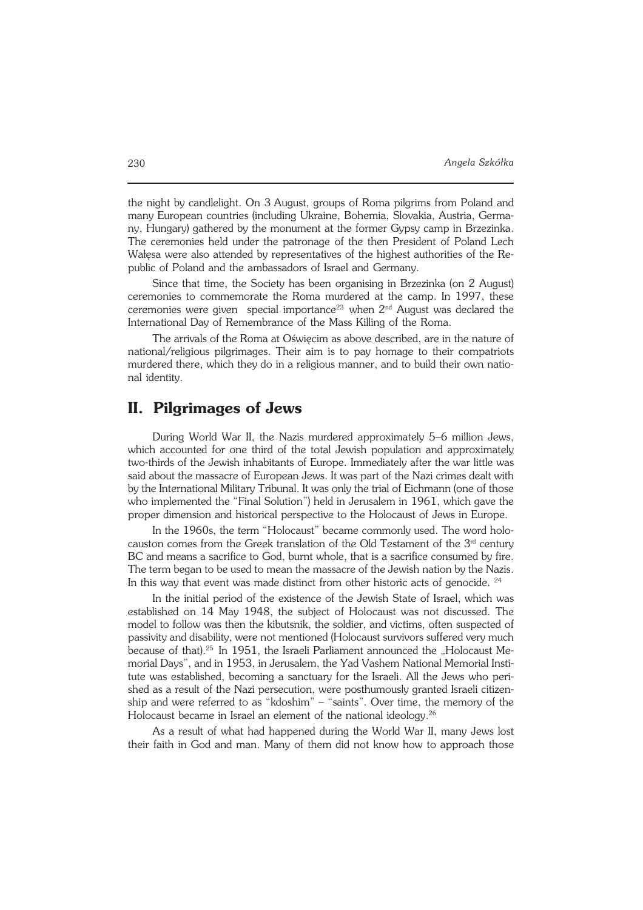the night by candlelight. On 3 August, groups of Roma pilgrims from Poland and many European countries (including Ukraine, Bohemia, Slovakia, Austria, Germany, Hungary) gathered by the monument at the former Gypsy camp in Brzezinka. The ceremonies held under the patronage of the then President of Poland Lech Wałęsa were also attended by representatives of the highest authorities of the Republic of Poland and the ambassadors of Israel and Germany.

Since that time, the Society has been organising in Brzezinka (on 2 August) ceremonies to commemorate the Roma murdered at the camp. In 1997, these ceremonies were given special importance[23] when 2nd August was declared the International Day of Remembrance of the Mass Killing of the Roma.

The arrivals of the Roma at Oświęcim as above described, are in the nature of national/religious pilgrimages. Their aim is to pay homage to their compatriots murdered there, which they do in a religious manner, and to build their own national identity.

## II. Pilgrimages of Jews

During World War II, the Nazis murdered approximately 5–6 million Jews, which accounted for one third of the total Jewish population and approximately two-thirds of the Jewish inhabitants of Europe. Immediately after the war little was said about the massacre of European Jews. It was part of the Nazi crimes dealt with by the International Military Tribunal. It was only the trial of Eichmann (one of those who implemented the "Final Solution") held in Jerusalem in 1961, which gave the proper dimension and historical perspective to the Holocaust of Jews in Europe.

In the 1960s, the term "Holocaust" became commonly used. The word holocauston comes from the Greek translation of the Old Testament of the 3rd century BC and means a sacrifice to God, burnt whole, that is a sacrifice consumed by fire. The term began to be used to mean the massacre of the Jewish nation by the Nazis. In this way that event was made distinct from other historic acts of genocide. [24]

In the initial period of the existence of the Jewish State of Israel, which was established on 14 May 1948, the subject of Holocaust was not discussed. The model to follow was then the kibutsnik, the soldier, and victims, often suspected of passivity and disability, were not mentioned (Holocaust survivors suffered very much because of that).[25] In 1951, the Israeli Parliament announced the „Holocaust Memorial Days", and in 1953, in Jerusalem, the Yad Vashem National Memorial Institute was established, becoming a sanctuary for the Israeli. All the Jews who perished as a result of the Nazi persecution, were posthumously granted Israeli citizenship and were referred to as "kdoshim" – "saints". Over time, the memory of the Holocaust became in Israel an element of the national ideology.[26]

As a result of what had happened during the World War II, many Jews lost their faith in God and man. Many of them did not know how to approach those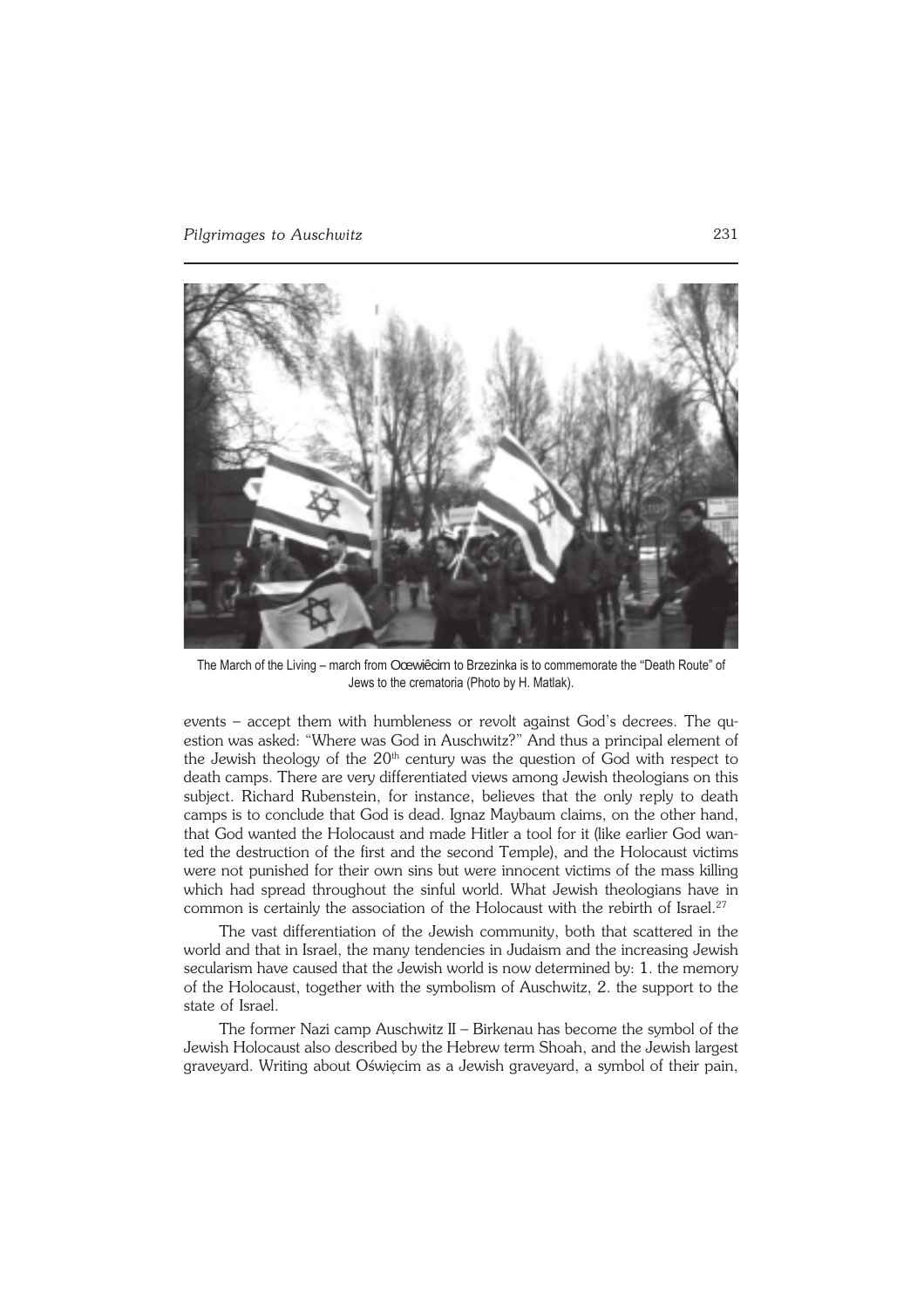The March of the Living – march from Oœwiêcim to Brzezinka is to commemorate the "Death Route" of Jews to the crematoria (Photo by H. Matlak).

events – accept them with humbleness or revolt against God's decrees. The question was asked: "Where was God in Auschwitz?" And thus a principal element of the Jewish theology of the 20th century was the question of God with respect to death camps. There are very differentiated views among Jewish theologians on this subject. Richard Rubenstein, for instance, believes that the only reply to death camps is to conclude that God is dead. Ignaz Maybaum claims, on the other hand, that God wanted the Holocaust and made Hitler a tool for it (like earlier God wanted the destruction of the first and the second Temple), and the Holocaust victims were not punished for their own sins but were innocent victims of the mass killing which had spread throughout the sinful world. What Jewish theologians have in common is certainly the association of the Holocaust with the rebirth of Israel.[27]

The vast differentiation of the Jewish community, both that scattered in the world and that in Israel, the many tendencies in Judaism and the increasing Jewish secularism have caused that the Jewish world is now determined by: 1. the memory of the Holocaust, together with the symbolism of Auschwitz, 2. the support to the state of Israel.

The former Nazi camp Auschwitz II – Birkenau has become the symbol of the Jewish Holocaust also described by the Hebrew term Shoah, and the Jewish largest graveyard. Writing about Oświęcim as a Jewish graveyard, a symbol of their pain,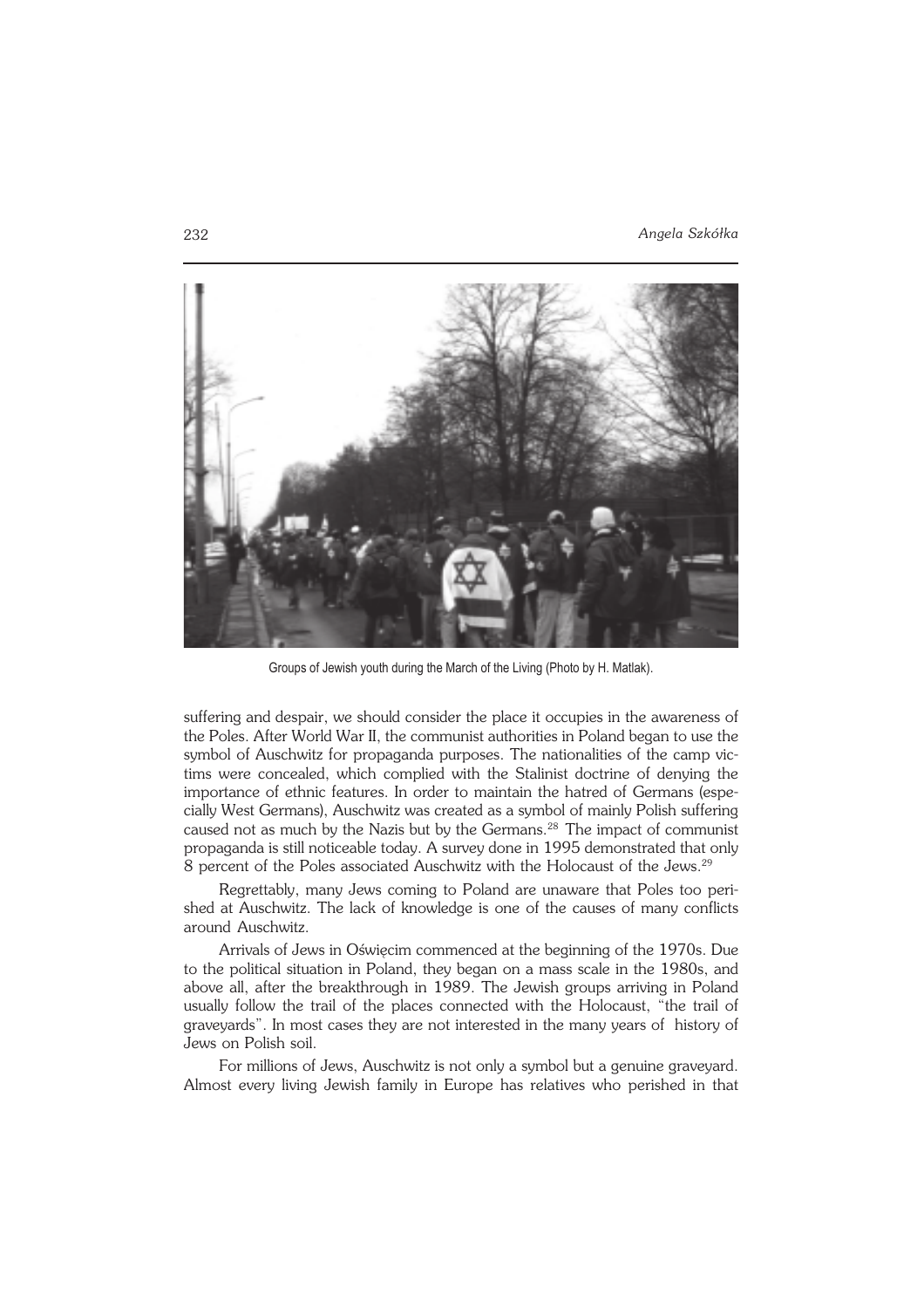Groups of Jewish youth during the March of the Living (Photo by H. Matlak).

suffering and despair, we should consider the place it occupies in the awareness of the Poles. After World War II, the communist authorities in Poland began to use the symbol of Auschwitz for propaganda purposes. The nationalities of the camp victims were concealed, which complied with the Stalinist doctrine of denying the importance of ethnic features. In order to maintain the hatred of Germans (especially West Germans), Auschwitz was created as a symbol of mainly Polish suffering caused not as much by the Nazis but by the Germans.[28] The impact of communist propaganda is still noticeable today. A survey done in 1995 demonstrated that only 8 percent of the Poles associated Auschwitz with the Holocaust of the Jews.[29]

Regrettably, many Jews coming to Poland are unaware that Poles too perished at Auschwitz. The lack of knowledge is one of the causes of many conflicts around Auschwitz.

Arrivals of Jews in Oświęcim commenced at the beginning of the 1970s. Due to the political situation in Poland, they began on a mass scale in the 1980s, and above all, after the breakthrough in 1989. The Jewish groups arriving in Poland usually follow the trail of the places connected with the Holocaust, "the trail of graveyards". In most cases they are not interested in the many years of history of Jews on Polish soil.

For millions of Jews, Auschwitz is not only a symbol but a genuine graveyard. Almost every living Jewish family in Europe has relatives who perished in that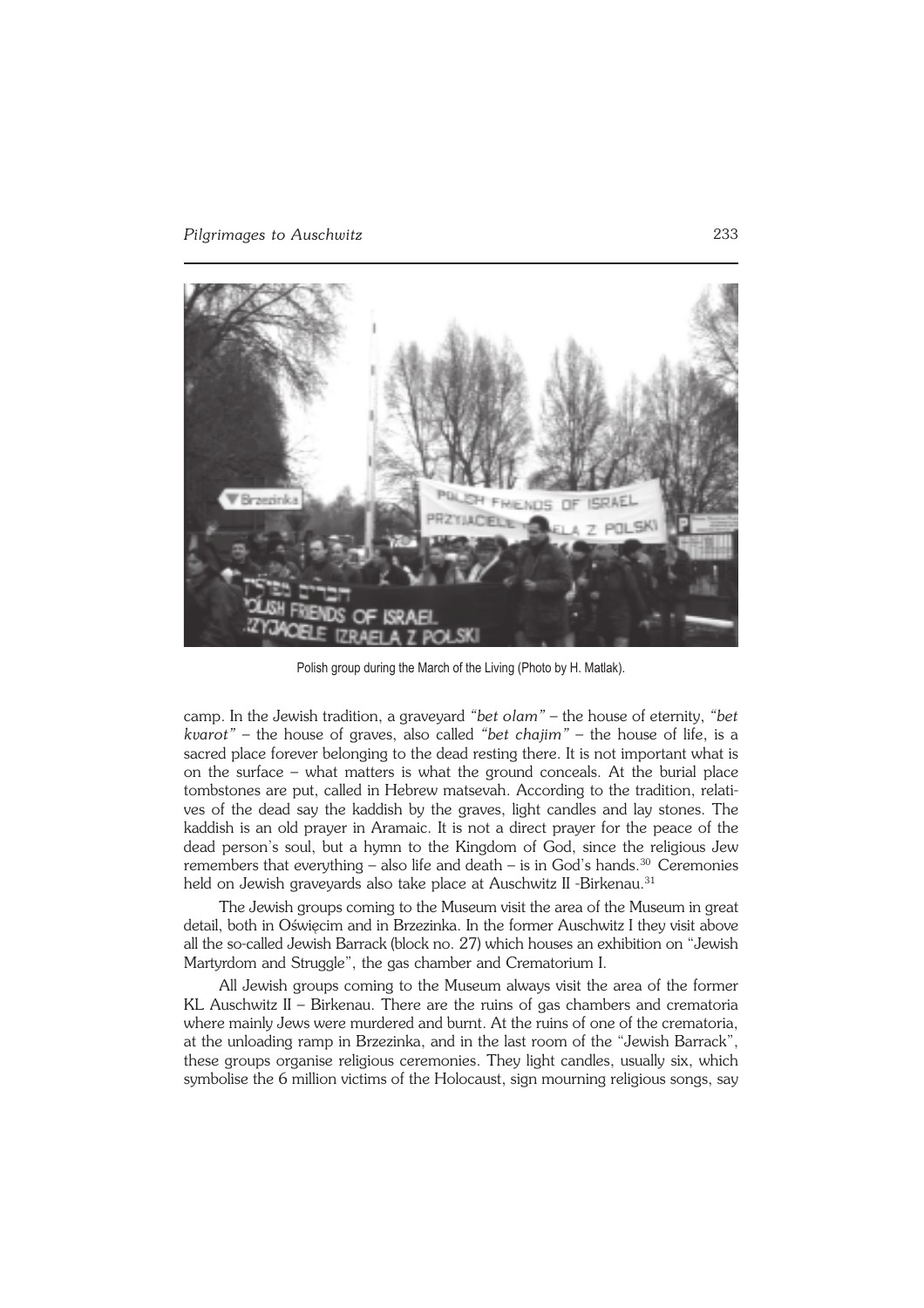Polish group during the March of the Living (Photo by H. Matlak).

camp. In the Jewish tradition, a graveyard *"bet olam"* – the house of eternity, *"bet kvarot"* – the house of graves, also called *"bet chajim"* – the house of life, is a sacred place forever belonging to the dead resting there. It is not important what is on the surface – what matters is what the ground conceals. At the burial place tombstones are put, called in Hebrew matsevah. According to the tradition, relatives of the dead say the kaddish by the graves, light candles and lay stones. The kaddish is an old prayer in Aramaic. It is not a direct prayer for the peace of the dead person's soul, but a hymn to the Kingdom of God, since the religious Jew remembers that everything – also life and death – is in God's hands.[30] Ceremonies held on Jewish graveyards also take place at Auschwitz II -Birkenau.[31]

The Jewish groups coming to the Museum visit the area of the Museum in great detail, both in Oświęcim and in Brzezinka. In the former Auschwitz I they visit above all the so-called Jewish Barrack (block no. 27) which houses an exhibition on "Jewish Martyrdom and Struggle", the gas chamber and Crematorium I.

All Jewish groups coming to the Museum always visit the area of the former KL Auschwitz II – Birkenau. There are the ruins of gas chambers and crematoria where mainly Jews were murdered and burnt. At the ruins of one of the crematoria, at the unloading ramp in Brzezinka, and in the last room of the "Jewish Barrack", these groups organise religious ceremonies. They light candles, usually six, which symbolise the 6 million victims of the Holocaust, sign mourning religious songs, say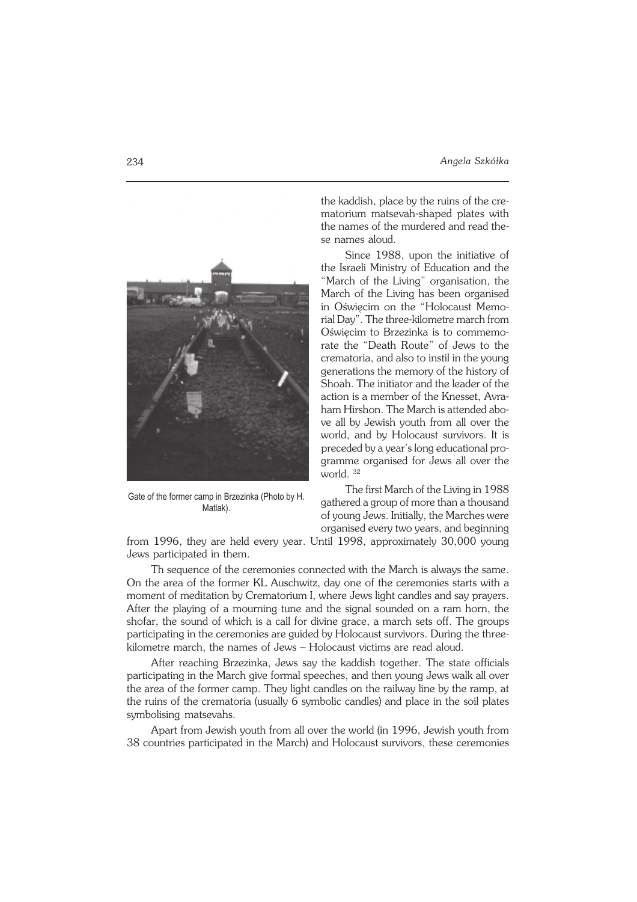the kaddish, place by the ruins of the crematorium matsevah-shaped plates with the names of the murdered and read these names aloud.

Since 1988, upon the initiative of the Israeli Ministry of Education and the "March of the Living" organisation, the March of the Living has been organised in Oświęcim on the "Holocaust Memorial Day". The three-kilometre march from Oświęcim to Brzezinka is to commemorate the "Death Route" of Jews to the crematoria, and also to instil in the young generations the memory of the history of Shoah. The initiator and the leader of the action is a member of the Knesset, Avraham Hirshon. The March is attended above all by Jewish youth from all over the world, and by Holocaust survivors. It is preceded by a year's long educational programme organised for Jews all over the world. [32]

Gate of the former camp in Brzezinka (Photo by H. Matlak).

The first March of the Living in 1988 gathered a group of more than a thousand of young Jews. Initially, the Marches were organised every two years, and beginning from 1996, they are held every year. Until 1998, approximately 30,000 young Jews participated in them.

Th sequence of the ceremonies connected with the March is always the same. On the area of the former KL Auschwitz, day one of the ceremonies starts with a moment of meditation by Crematorium I, where Jews light candles and say prayers. After the playing of a mourning tune and the signal sounded on a ram horn, the shofar, the sound of which is a call for divine grace, a march sets off. The groups participating in the ceremonies are guided by Holocaust survivors. During the three-kilometre march, the names of Jews – Holocaust victims are read aloud.

After reaching Brzezinka, Jews say the kaddish together. The state officials participating in the March give formal speeches, and then young Jews walk all over the area of the former camp. They light candles on the railway line by the ramp, at the ruins of the crematoria (usually 6 symbolic candles) and place in the soil plates symbolising matsevahs.

Apart from Jewish youth from all over the world (in 1996, Jewish youth from 38 countries participated in the March) and Holocaust survivors, these ceremonies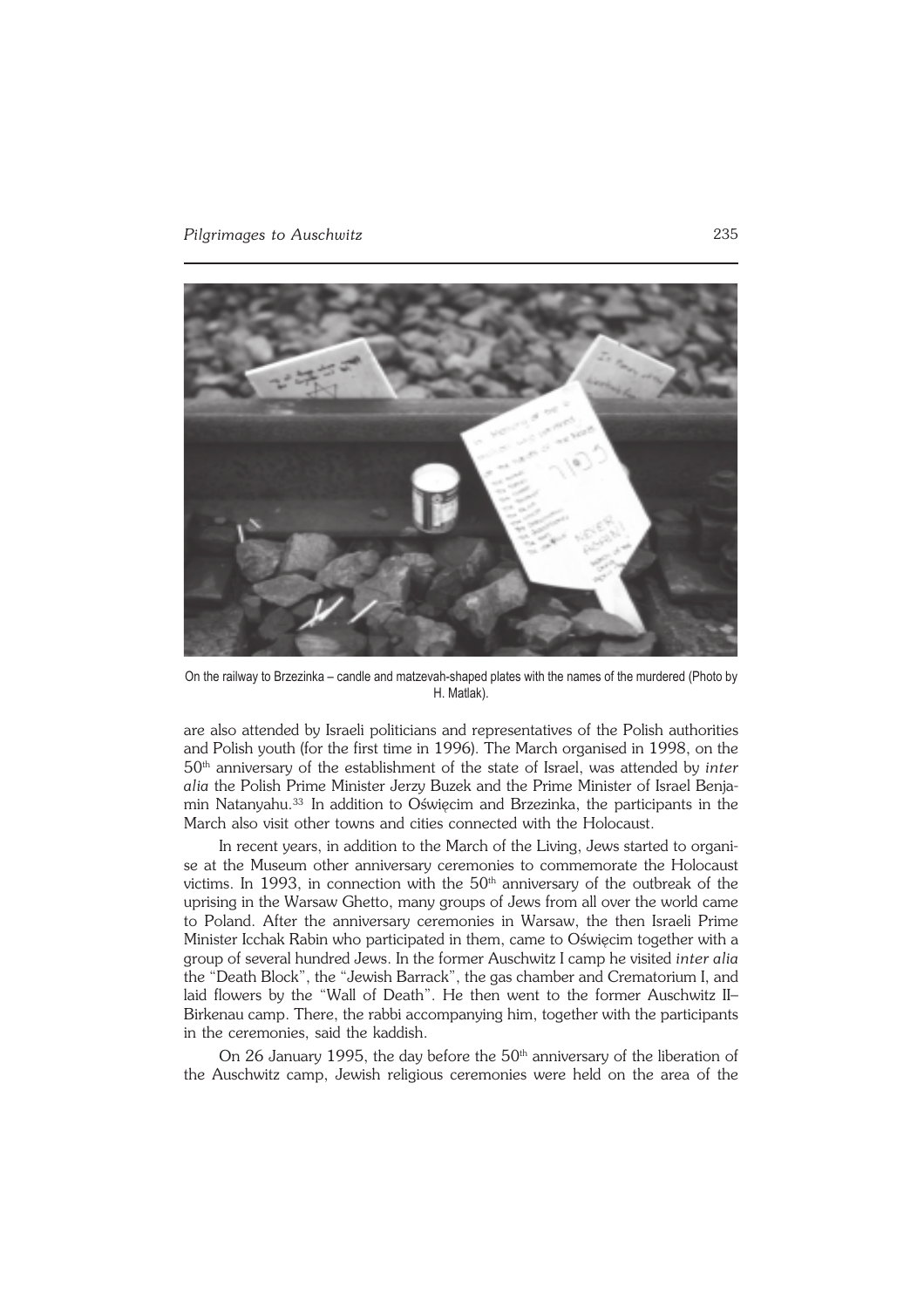On the railway to Brzezinka – candle and matzevah-shaped plates with the names of the murdered (Photo by H. Matlak).

are also attended by Israeli politicians and representatives of the Polish authorities and Polish youth (for the first time in 1996). The March organised in 1998, on the 50th anniversary of the establishment of the state of Israel, was attended by *inter alia* the Polish Prime Minister Jerzy Buzek and the Prime Minister of Israel Benjamin Natanyahu.[33] In addition to Oświęcim and Brzezinka, the participants in the March also visit other towns and cities connected with the Holocaust.

In recent years, in addition to the March of the Living, Jews started to organise at the Museum other anniversary ceremonies to commemorate the Holocaust victims. In 1993, in connection with the 50th anniversary of the outbreak of the uprising in the Warsaw Ghetto, many groups of Jews from all over the world came to Poland. After the anniversary ceremonies in Warsaw, the then Israeli Prime Minister Icchak Rabin who participated in them, came to Oświęcim together with a group of several hundred Jews. In the former Auschwitz I camp he visited *inter alia* the "Death Block", the "Jewish Barrack", the gas chamber and Crematorium I, and laid flowers by the "Wall of Death". He then went to the former Auschwitz II–Birkenau camp. There, the rabbi accompanying him, together with the participants in the ceremonies, said the kaddish.

On 26 January 1995, the day before the 50th anniversary of the liberation of the Auschwitz camp, Jewish religious ceremonies were held on the area of the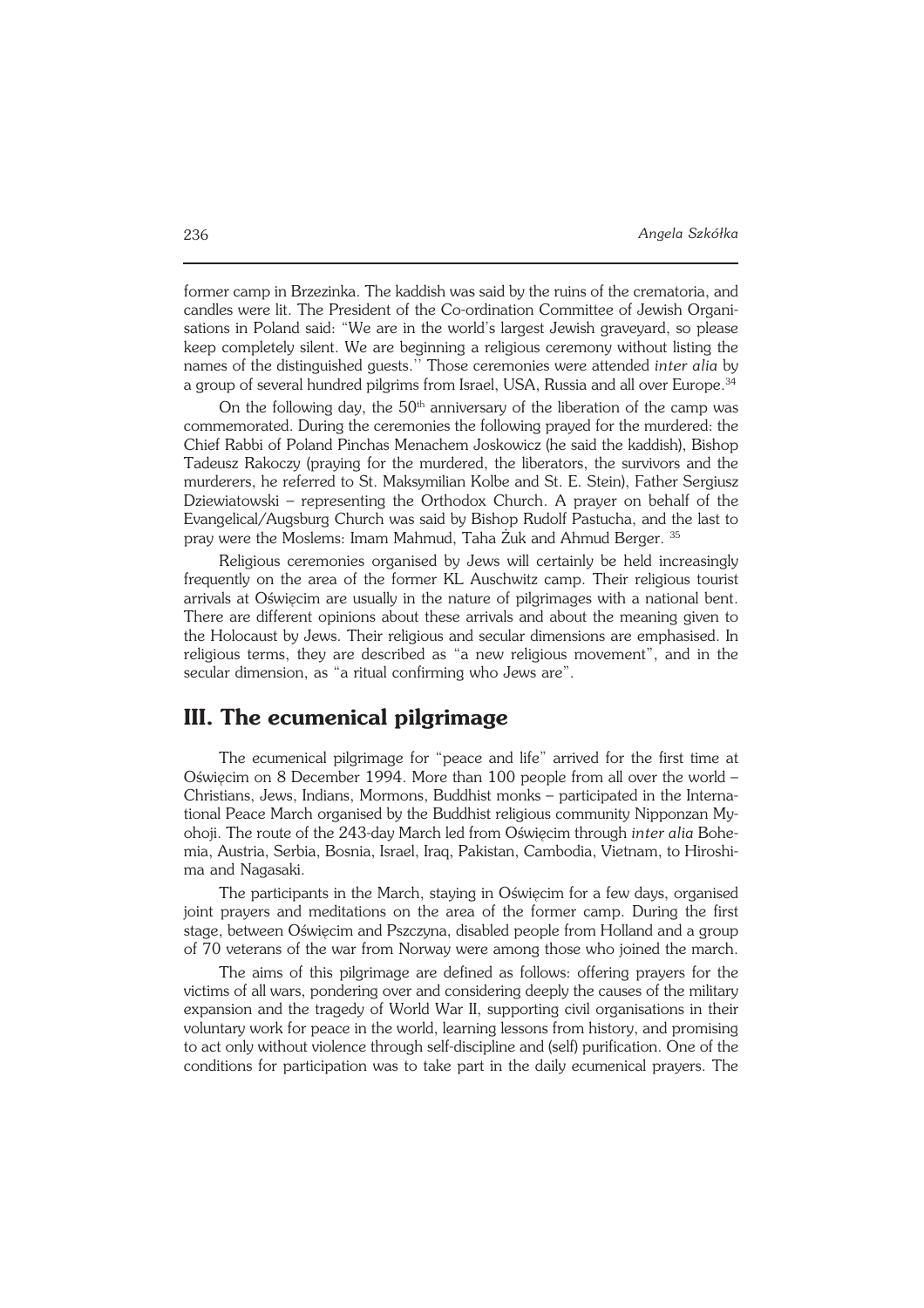former camp in Brzezinka. The kaddish was said by the ruins of the crematoria, and candles were lit. The President of the Co-ordination Committee of Jewish Organisations in Poland said: "We are in the world's largest Jewish graveyard, so please keep completely silent. We are beginning a religious ceremony without listing the names of the distinguished guests.'' Those ceremonies were attended *inter alia* by a group of several hundred pilgrims from Israel, USA, Russia and all over Europe.[34]

On the following day, the 50th anniversary of the liberation of the camp was commemorated. During the ceremonies the following prayed for the murdered: the Chief Rabbi of Poland Pinchas Menachem Joskowicz (he said the kaddish), Bishop Tadeusz Rakoczy (praying for the murdered, the liberators, the survivors and the murderers, he referred to St. Maksymilian Kolbe and St. E. Stein), Father Sergiusz Dziewiatowski – representing the Orthodox Church. A prayer on behalf of the Evangelical/Augsburg Church was said by Bishop Rudolf Pastucha, and the last to pray were the Moslems: Imam Mahmud, Taha Żuk and Ahmud Berger. [35]

Religious ceremonies organised by Jews will certainly be held increasingly frequently on the area of the former KL Auschwitz camp. Their religious tourist arrivals at Oświęcim are usually in the nature of pilgrimages with a national bent. There are different opinions about these arrivals and about the meaning given to the Holocaust by Jews. Their religious and secular dimensions are emphasised. In religious terms, they are described as "a new religious movement", and in the secular dimension, as "a ritual confirming who Jews are".

## III. The ecumenical pilgrimage

The ecumenical pilgrimage for "peace and life" arrived for the first time at Oświęcim on 8 December 1994. More than 100 people from all over the world – Christians, Jews, Indians, Mormons, Buddhist monks – participated in the International Peace March organised by the Buddhist religious community Nipponzan Myohoji. The route of the 243-day March led from Oświęcim through *inter alia* Bohemia, Austria, Serbia, Bosnia, Israel, Iraq, Pakistan, Cambodia, Vietnam, to Hiroshima and Nagasaki.

The participants in the March, staying in Oświęcim for a few days, organised joint prayers and meditations on the area of the former camp. During the first stage, between Oświęcim and Pszczyna, disabled people from Holland and a group of 70 veterans of the war from Norway were among those who joined the march.

The aims of this pilgrimage are defined as follows: offering prayers for the victims of all wars, pondering over and considering deeply the causes of the military expansion and the tragedy of World War II, supporting civil organisations in their voluntary work for peace in the world, learning lessons from history, and promising to act only without violence through self-discipline and (self) purification. One of the conditions for participation was to take part in the daily ecumenical prayers. The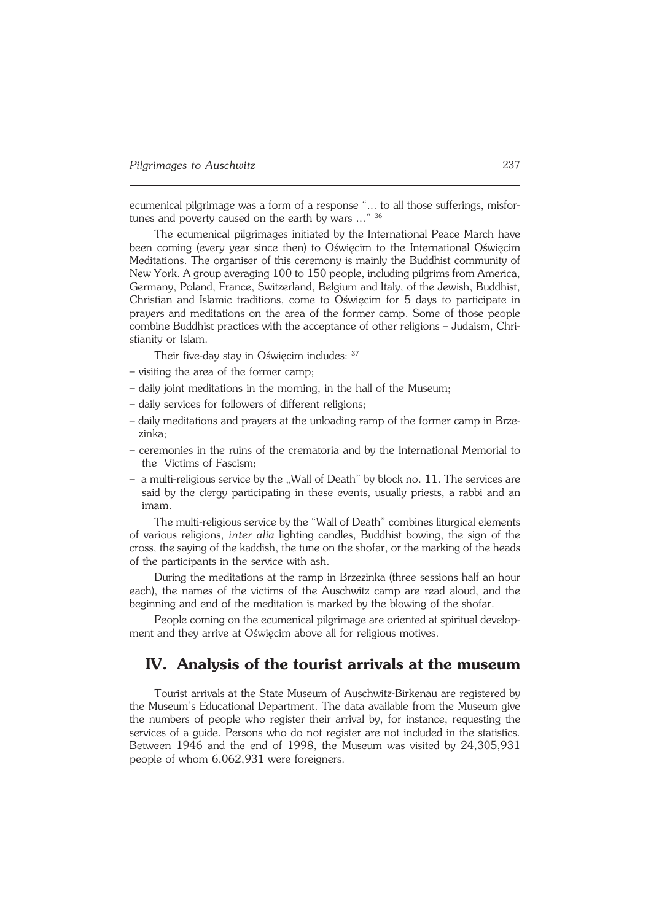ecumenical pilgrimage was a form of a response "... to all those sufferings, misfortunes and poverty caused on the earth by wars ..." [36]

The ecumenical pilgrimages initiated by the International Peace March have been coming (every year since then) to Oświęcim to the International Oświęcim Meditations. The organiser of this ceremony is mainly the Buddhist community of New York. A group averaging 100 to 150 people, including pilgrims from America, Germany, Poland, France, Switzerland, Belgium and Italy, of the Jewish, Buddhist, Christian and Islamic traditions, come to Oświęcim for 5 days to participate in prayers and meditations on the area of the former camp. Some of those people combine Buddhist practices with the acceptance of other religions – Judaism, Christianity or Islam.

Their five-day stay in Oświęcim includes: [37]

– visiting the area of the former camp;
– daily joint meditations in the morning, in the hall of the Museum;
– daily services for followers of different religions;
– daily meditations and prayers at the unloading ramp of the former camp in Brzezinka;
– ceremonies in the ruins of the crematoria and by the International Memorial to the Victims of Fascism;
– a multi-religious service by the „Wall of Death" by block no. 11. The services are said by the clergy participating in these events, usually priests, a rabbi and an imam.

The multi-religious service by the "Wall of Death" combines liturgical elements of various religions, *inter alia* lighting candles, Buddhist bowing, the sign of the cross, the saying of the kaddish, the tune on the shofar, or the marking of the heads of the participants in the service with ash.

During the meditations at the ramp in Brzezinka (three sessions half an hour each), the names of the victims of the Auschwitz camp are read aloud, and the beginning and end of the meditation is marked by the blowing of the shofar.

People coming on the ecumenical pilgrimage are oriented at spiritual development and they arrive at Oświęcim above all for religious motives.

## IV. Analysis of the tourist arrivals at the museum

Tourist arrivals at the State Museum of Auschwitz-Birkenau are registered by the Museum's Educational Department. The data available from the Museum give the numbers of people who register their arrival by, for instance, requesting the services of a guide. Persons who do not register are not included in the statistics. Between 1946 and the end of 1998, the Museum was visited by 24,305,931 people of whom 6,062,931 were foreigners.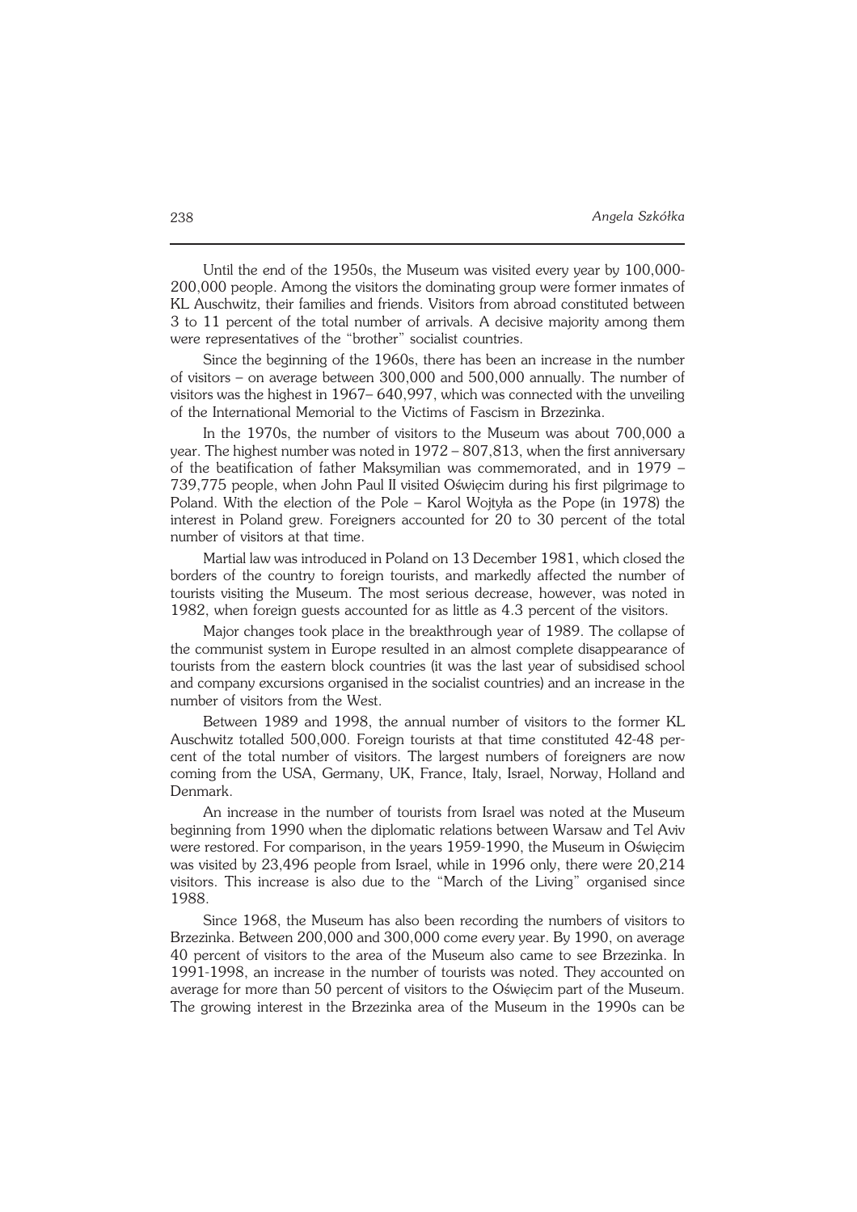Until the end of the 1950s, the Museum was visited every year by 100,000-200,000 people. Among the visitors the dominating group were former inmates of KL Auschwitz, their families and friends. Visitors from abroad constituted between 3 to 11 percent of the total number of arrivals. A decisive majority among them were representatives of the "brother" socialist countries.

Since the beginning of the 1960s, there has been an increase in the number of visitors – on average between 300,000 and 500,000 annually. The number of visitors was the highest in 1967– 640,997, which was connected with the unveiling of the International Memorial to the Victims of Fascism in Brzezinka.

In the 1970s, the number of visitors to the Museum was about 700,000 a year. The highest number was noted in 1972 – 807,813, when the first anniversary of the beatification of father Maksymilian was commemorated, and in 1979 – 739,775 people, when John Paul II visited Oświęcim during his first pilgrimage to Poland. With the election of the Pole – Karol Wojtyła as the Pope (in 1978) the interest in Poland grew. Foreigners accounted for 20 to 30 percent of the total number of visitors at that time.

Martial law was introduced in Poland on 13 December 1981, which closed the borders of the country to foreign tourists, and markedly affected the number of tourists visiting the Museum. The most serious decrease, however, was noted in 1982, when foreign guests accounted for as little as 4.3 percent of the visitors.

Major changes took place in the breakthrough year of 1989. The collapse of the communist system in Europe resulted in an almost complete disappearance of tourists from the eastern block countries (it was the last year of subsidised school and company excursions organised in the socialist countries) and an increase in the number of visitors from the West.

Between 1989 and 1998, the annual number of visitors to the former KL Auschwitz totalled 500,000. Foreign tourists at that time constituted 42-48 percent of the total number of visitors. The largest numbers of foreigners are now coming from the USA, Germany, UK, France, Italy, Israel, Norway, Holland and Denmark.

An increase in the number of tourists from Israel was noted at the Museum beginning from 1990 when the diplomatic relations between Warsaw and Tel Aviv were restored. For comparison, in the years 1959-1990, the Museum in Oświęcim was visited by 23,496 people from Israel, while in 1996 only, there were 20,214 visitors. This increase is also due to the "March of the Living" organised since 1988.

Since 1968, the Museum has also been recording the numbers of visitors to Brzezinka. Between 200,000 and 300,000 come every year. By 1990, on average 40 percent of visitors to the area of the Museum also came to see Brzezinka. In 1991-1998, an increase in the number of tourists was noted. They accounted on average for more than 50 percent of visitors to the Oświęcim part of the Museum. The growing interest in the Brzezinka area of the Museum in the 1990s can be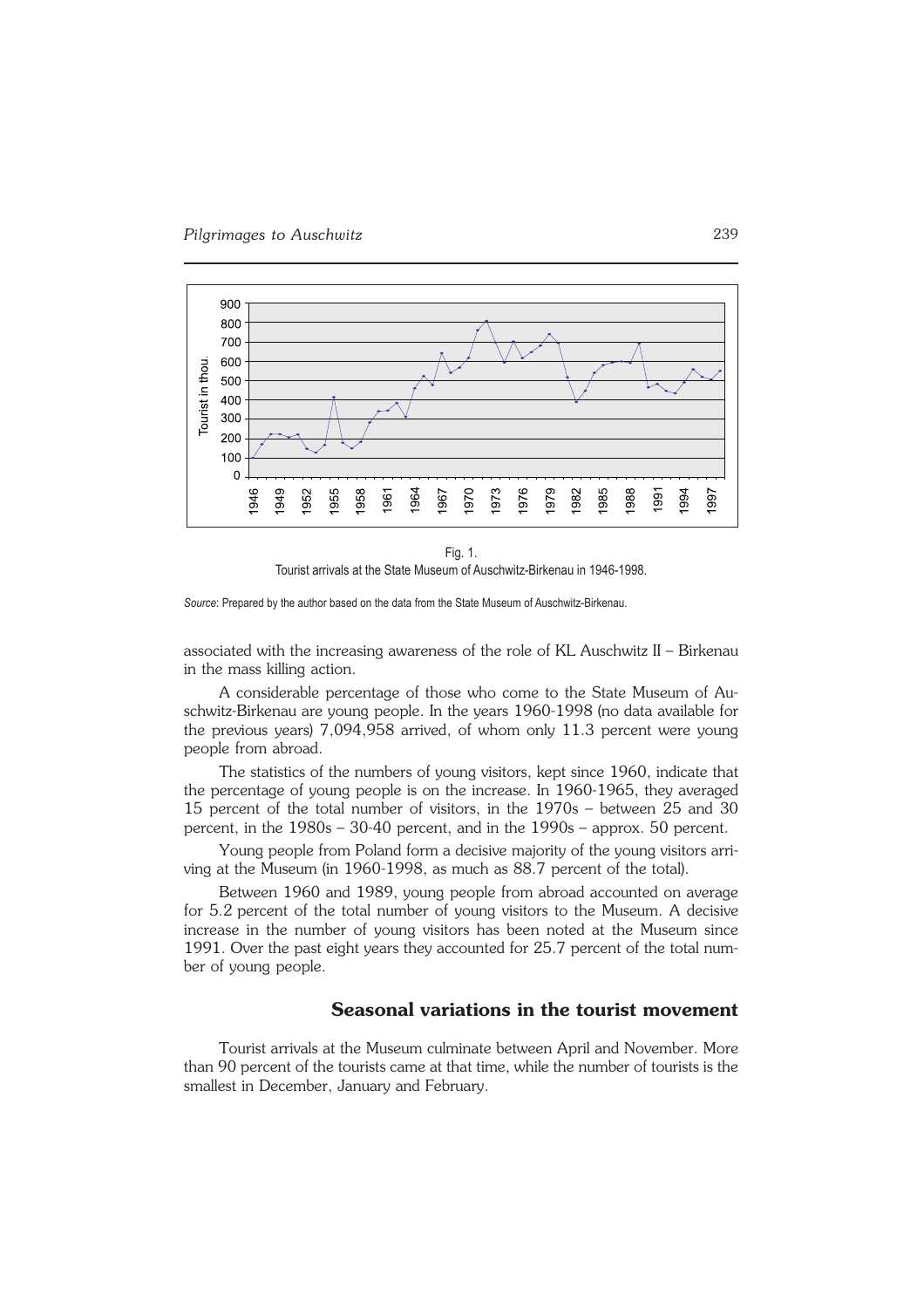Fig. 1.
Tourist arrivals at the State Museum of Auschwitz-Birkenau in 1946-1998.

*Source*: Prepared by the author based on the data from the State Museum of Auschwitz-Birkenau.

associated with the increasing awareness of the role of KL Auschwitz II – Birkenau in the mass killing action.

A considerable percentage of those who come to the State Museum of Auschwitz-Birkenau are young people. In the years 1960-1998 (no data available for the previous years) 7,094,958 arrived, of whom only 11.3 percent were young people from abroad.

The statistics of the numbers of young visitors, kept since 1960, indicate that the percentage of young people is on the increase. In 1960-1965, they averaged 15 percent of the total number of visitors, in the 1970s – between 25 and 30 percent, in the 1980s – 30-40 percent, and in the 1990s – approx. 50 percent.

Young people from Poland form a decisive majority of the young visitors arriving at the Museum (in 1960-1998, as much as 88.7 percent of the total).

Between 1960 and 1989, young people from abroad accounted on average for 5.2 percent of the total number of young visitors to the Museum. A decisive increase in the number of young visitors has been noted at the Museum since 1991. Over the past eight years they accounted for 25.7 percent of the total number of young people.

## Seasonal variations in the tourist movement

Tourist arrivals at the Museum culminate between April and November. More than 90 percent of the tourists came at that time, while the number of tourists is the smallest in December, January and February.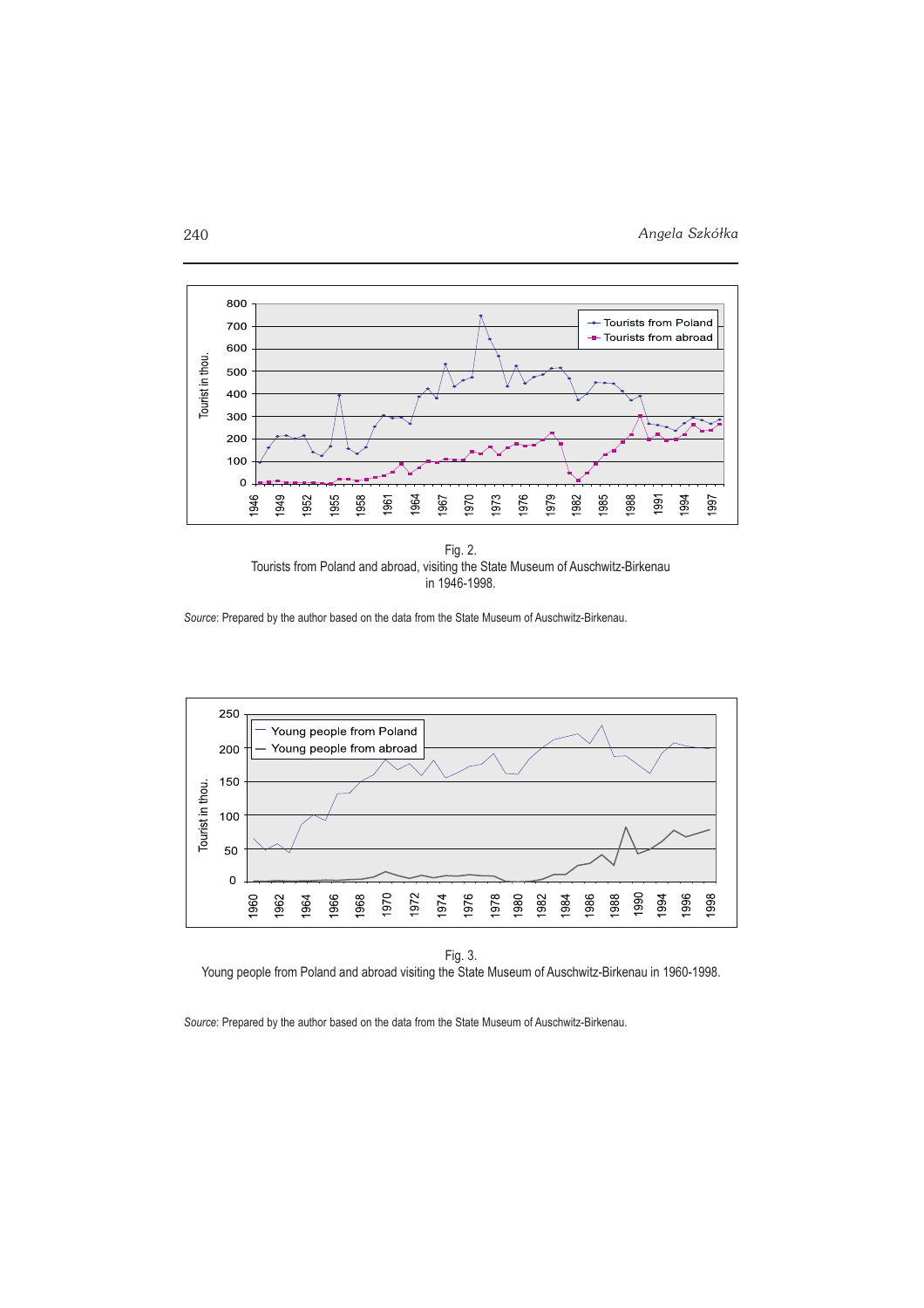Fig. 2.
Tourists from Poland and abroad, visiting the State Museum of Auschwitz-Birkenau in 1946-1998.

*Source*: Prepared by the author based on the data from the State Museum of Auschwitz-Birkenau.

Fig. 3.
Young people from Poland and abroad visiting the State Museum of Auschwitz-Birkenau in 1960-1998.

*Source*: Prepared by the author based on the data from the State Museum of Auschwitz-Birkenau.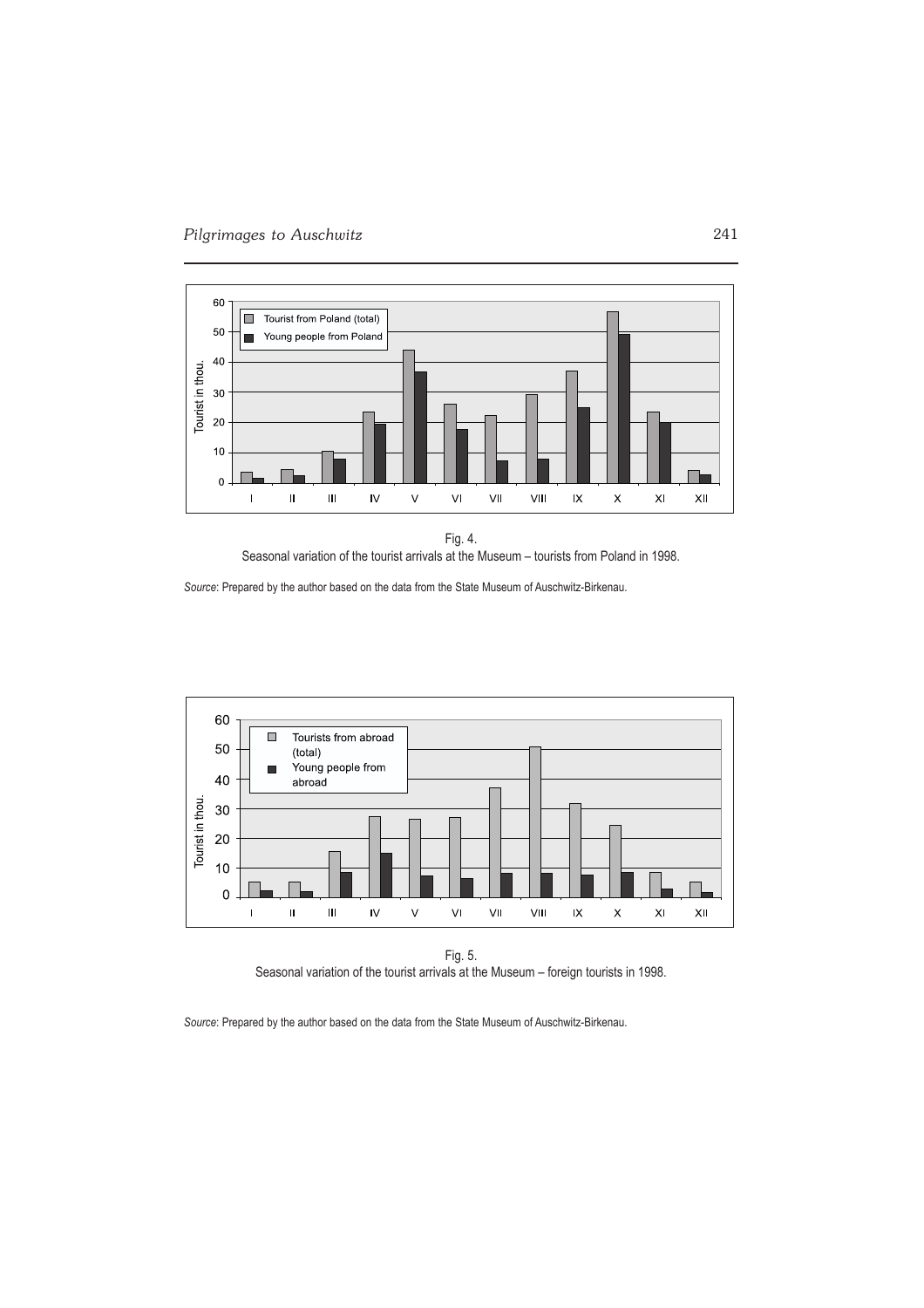Fig. 4.
Seasonal variation of the tourist arrivals at the Museum – tourists from Poland in 1998.

*Source*: Prepared by the author based on the data from the State Museum of Auschwitz-Birkenau.

Fig. 5.
Seasonal variation of the tourist arrivals at the Museum – foreign tourists in 1998.

*Source*: Prepared by the author based on the data from the State Museum of Auschwitz-Birkenau.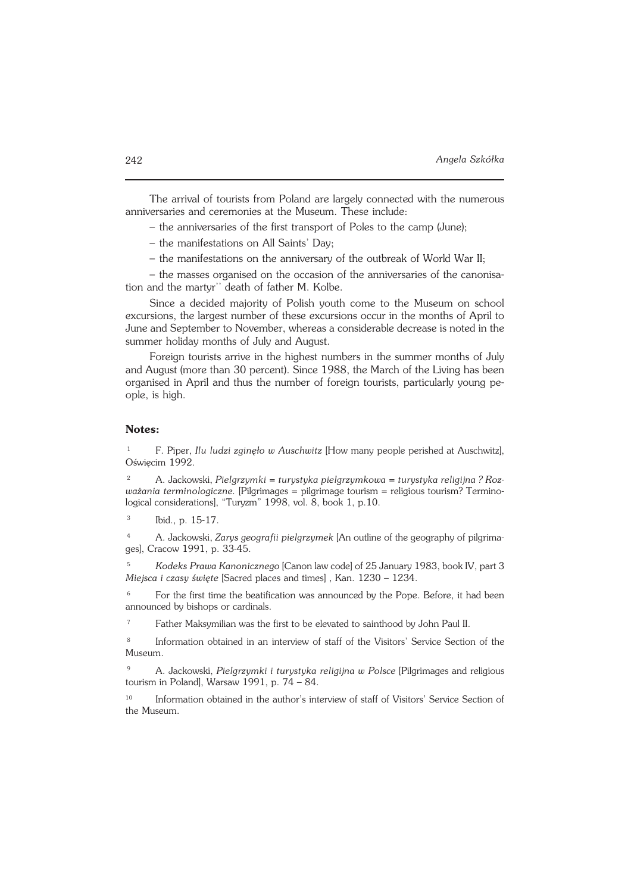The arrival of tourists from Poland are largely connected with the numerous anniversaries and ceremonies at the Museum. These include:

– the anniversaries of the first transport of Poles to the camp (June);

– the manifestations on All Saints' Day;

– the manifestations on the anniversary of the outbreak of World War II;

– the masses organised on the occasion of the anniversaries of the canonisation and the martyr'' death of father M. Kolbe.

Since a decided majority of Polish youth come to the Museum on school excursions, the largest number of these excursions occur in the months of April to June and September to November, whereas a considerable decrease is noted in the summer holiday months of July and August.

Foreign tourists arrive in the highest numbers in the summer months of July and August (more than 30 percent). Since 1988, the March of the Living has been organised in April and thus the number of foreign tourists, particularly young people, is high.

**Notes:**

[1] F. Piper, *Ilu ludzi zginęło w Auschwitz* [How many people perished at Auschwitz], Oświęcim 1992.

[2] A. Jackowski, *Pielgrzymki = turystyka pielgrzymkowa = turystyka religijna ? Rozważania terminologiczne.* [Pilgrimages = pilgrimage tourism = religious tourism? Terminological considerations], "Turyzm" 1998, vol. 8, book 1, p.10.

[3] Ibid., p. 15-17.

[4] A. Jackowski, *Zarys geografii pielgrzymek* [An outline of the geography of pilgrimages], Cracow 1991, p. 33-45.

[5] *Kodeks Prawa Kanonicznego* [Canon law code] of 25 January 1983, book IV, part 3 *Miejsca i czasy święte* [Sacred places and times] , Kan. 1230 – 1234.

[6] For the first time the beatification was announced by the Pope. Before, it had been announced by bishops or cardinals.

[7] Father Maksymilian was the first to be elevated to sainthood by John Paul II.

[8] Information obtained in an interview of staff of the Visitors' Service Section of the Museum.

[9] A. Jackowski, *Pielgrzymki i turystyka religijna w Polsce* [Pilgrimages and religious tourism in Poland], Warsaw 1991, p. 74 – 84.

[10] Information obtained in the author's interview of staff of Visitors' Service Section of the Museum.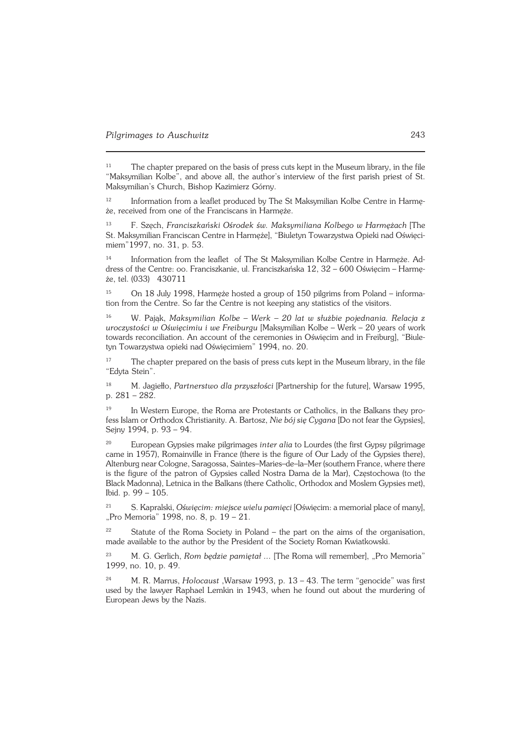[11] The chapter prepared on the basis of press cuts kept in the Museum library, in the file "Maksymilian Kolbe", and above all, the author's interview of the first parish priest of St. Maksymilian's Church, Bishop Kazimierz Górny.

[12] Information from a leaflet produced by The St Maksymilian Kolbe Centre in Harmęże, received from one of the Franciscans in Harmęże.

[13] F. Szęch, *Franciszkański Ośrodek św. Maksymiliana Kolbego w Harmężach* [The St. Maksymilian Franciscan Centre in Harmęże], "Biuletyn Towarzystwa Opieki nad Oświęcimiem"1997, no. 31, p. 53.

[14] Information from the leaflet of The St Maksymilian Kolbe Centre in Harmęże. Address of the Centre: oo. Franciszkanie, ul. Franciszkańska 12, 32 – 600 Oświęcim – Harmęże, tel. (033) 430711

[15] On 18 July 1998, Harmęże hosted a group of 150 pilgrims from Poland – information from the Centre. So far the Centre is not keeping any statistics of the visitors.

[16] W. Pająk, *Maksymilian Kolbe – Werk – 20 lat w służbie pojednania. Relacja z uroczystości w Oświęcimiu i we Freiburgu* [Maksymilian Kolbe – Werk – 20 years of work towards reconciliation. An account of the ceremonies in Oświęcim and in Freiburg], "Biuletyn Towarzystwa opieki nad Oświęcimiem" 1994, no. 20.

[17] The chapter prepared on the basis of press cuts kept in the Museum library, in the file "Edyta Stein".

[18] M. Jagiełło, *Partnerstwo dla przyszłości* [Partnership for the future], Warsaw 1995, p. 281 – 282.

[19] In Western Europe, the Roma are Protestants or Catholics, in the Balkans they profess Islam or Orthodox Christianity. A. Bartosz, *Nie bój się Cygana* [Do not fear the Gypsies], Sejny 1994, p. 93 – 94.

[20] European Gypsies make pilgrimages *inter alia* to Lourdes (the first Gypsy pilgrimage came in 1957), Romainville in France (there is the figure of Our Lady of the Gypsies there), Altenburg near Cologne, Saragossa, Saintes–Maries–de–la–Mer (southern France, where there is the figure of the patron of Gypsies called Nostra Dama de la Mar), Częstochowa (to the Black Madonna), Letnica in the Balkans (there Catholic, Orthodox and Moslem Gypsies met), Ibid. p. 99 – 105.

[21] S. Kapralski, *Oświęcim: miejsce wielu pamięci* [Oświęcim: a memorial place of many], „Pro Memoria" 1998, no. 8, p. 19 – 21.

[22] Statute of the Roma Society in Poland – the part on the aims of the organisation, made available to the author by the President of the Society Roman Kwiatkowski.

[23] M. G. Gerlich, *Rom będzie pamiętał ...* [The Roma will remember], „Pro Memoria" 1999, no. 10, p. 49.

[24] M. R. Marrus, *Holocaust* ,Warsaw 1993, p. 13 – 43. The term "genocide" was first used by the lawyer Raphael Lemkin in 1943, when he found out about the murdering of European Jews by the Nazis.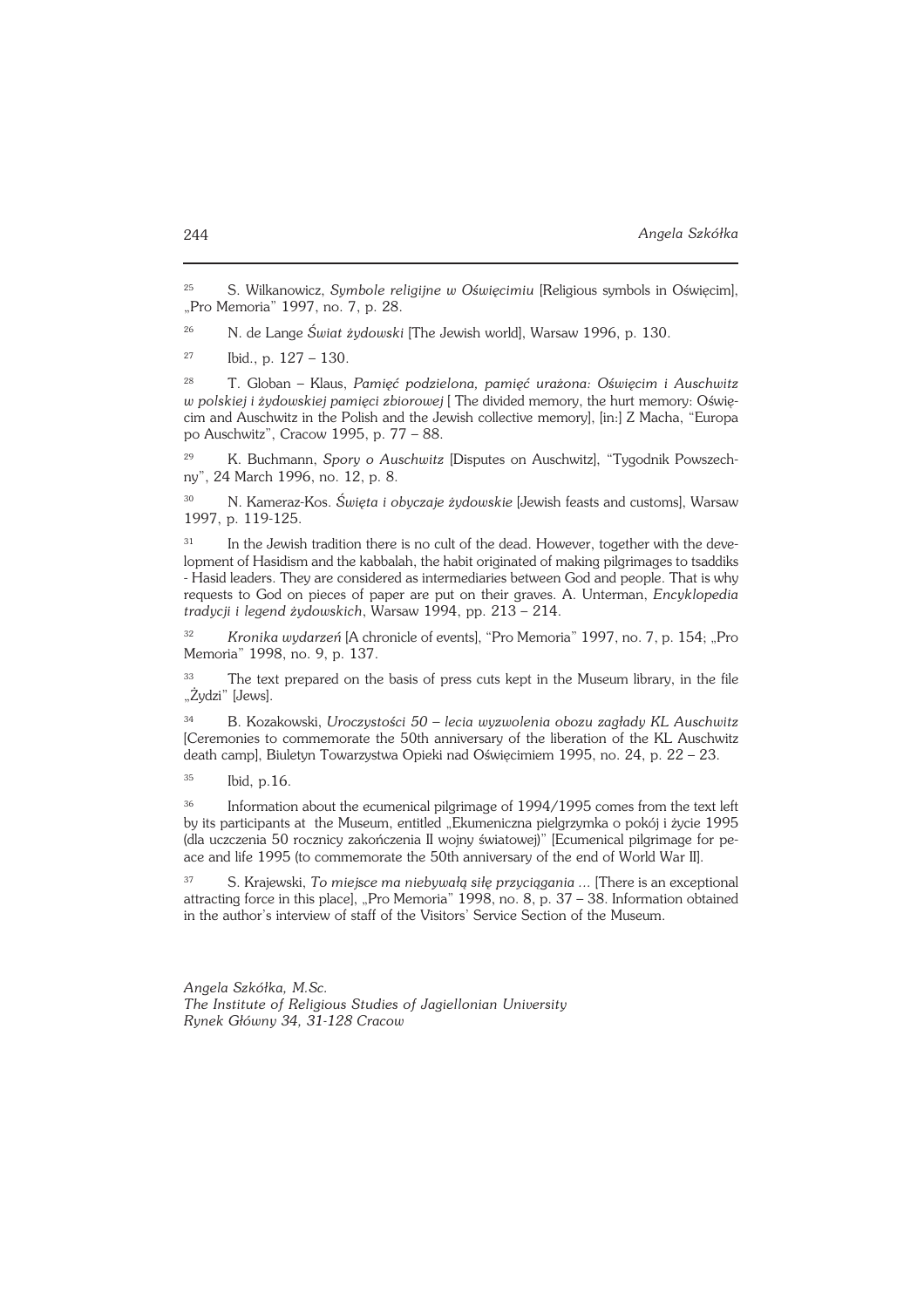[25] S. Wilkanowicz, *Symbole religijne w Oświęcimiu* [Religious symbols in Oświęcim], „Pro Memoria" 1997, no. 7, p. 28.

[26] N. de Lange *Świat żydowski* [The Jewish world], Warsaw 1996, p. 130.

[27] Ibid., p. 127 – 130.

[28] T. Globan – Klaus, *Pamięć podzielona, pamięć urażona: Oświęcim i Auschwitz w polskiej i żydowskiej pamięci zbiorowej* [ The divided memory, the hurt memory: Oświęcim and Auschwitz in the Polish and the Jewish collective memory], [in:] Z Macha, "Europa po Auschwitz", Cracow 1995, p. 77 – 88.

[29] K. Buchmann, *Spory o Auschwitz* [Disputes on Auschwitz], "Tygodnik Powszechny", 24 March 1996, no. 12, p. 8.

[30] N. Kameraz-Kos. *Święta i obyczaje żydowskie* [Jewish feasts and customs], Warsaw 1997, p. 119-125.

[31] In the Jewish tradition there is no cult of the dead. However, together with the development of Hasidism and the kabbalah, the habit originated of making pilgrimages to tsaddiks - Hasid leaders. They are considered as intermediaries between God and people. That is why requests to God on pieces of paper are put on their graves. A. Unterman, *Encyklopedia tradycji i legend żydowskich*, Warsaw 1994, pp. 213 – 214.

[32] *Kronika wydarzeń* [A chronicle of events], "Pro Memoria" 1997, no. 7, p. 154; „Pro Memoria" 1998, no. 9, p. 137.

[33] The text prepared on the basis of press cuts kept in the Museum library, in the file „Żydzi" [Jews].

[34] B. Kozakowski, *Uroczystości 50 – lecia wyzwolenia obozu zagłady KL Auschwitz* [Ceremonies to commemorate the 50th anniversary of the liberation of the KL Auschwitz death camp], Biuletyn Towarzystwa Opieki nad Oświęcimiem 1995, no. 24, p. 22 – 23.

[35] Ibid, p.16.

[36] Information about the ecumenical pilgrimage of 1994/1995 comes from the text left by its participants at the Museum, entitled „Ekumeniczna pielgrzymka o pokój i życie 1995 (dla uczczenia 50 rocznicy zakończenia II wojny światowej)" [Ecumenical pilgrimage for peace and life 1995 (to commemorate the 50th anniversary of the end of World War II].

[37] S. Krajewski, *To miejsce ma niebywałą siłę przyciągania ...* [There is an exceptional attracting force in this place], „Pro Memoria" 1998, no. 8, p. 37 – 38. Information obtained in the author's interview of staff of the Visitors' Service Section of the Museum.

*Angela Szkółka, M.Sc.*
*The Institute of Religious Studies of Jagiellonian University*
*Rynek Główny 34, 31-128 Cracow*